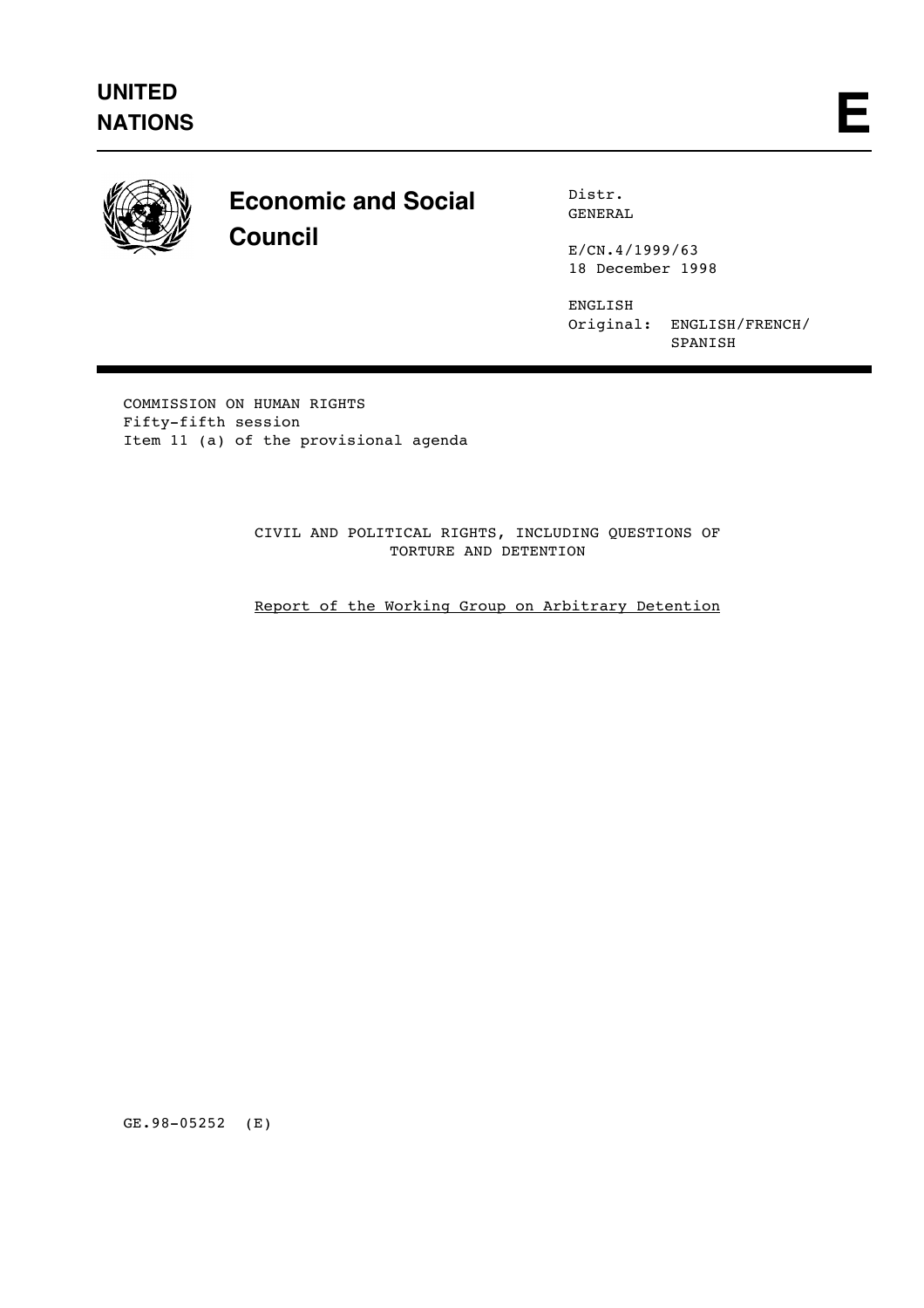# UNITED NATIONS

**E**

## Economic and Social Council

Distr.
GENERAL

E/CN.4/1999/63
18 December 1998

ENGLISH
Original: ENGLISH/FRENCH/SPANISH

COMMISSION ON HUMAN RIGHTS
Fifty-fifth session
Item 11 (a) of the provisional agenda

CIVIL AND POLITICAL RIGHTS, INCLUDING QUESTIONS OF TORTURE AND DETENTION

Report of the Working Group on Arbitrary Detention

GE.98-05252 (E)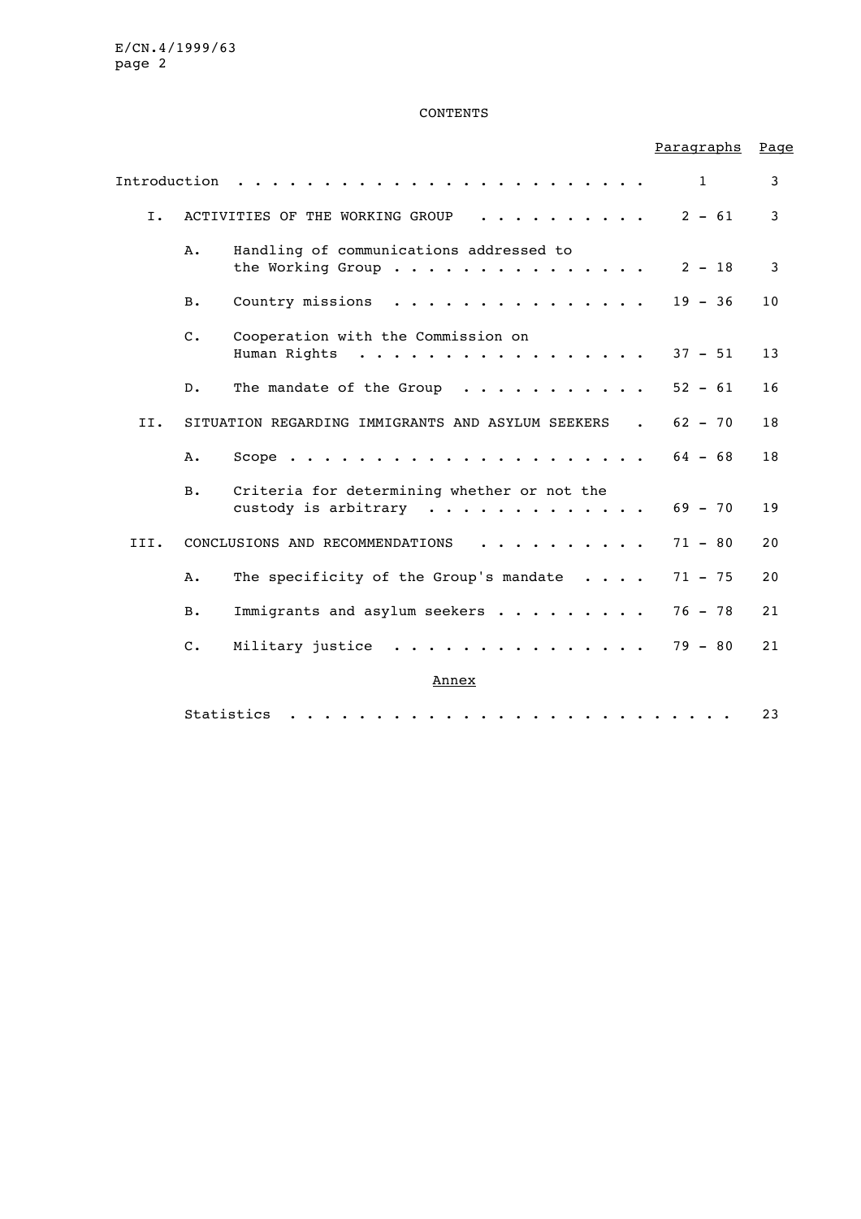# CONTENTS

| | | | Paragraphs | Page |
|---|---|---|---|---|
| Introduction | | | 1 | 3 |
| I. | ACTIVITIES OF THE WORKING GROUP | | 2 - 61 | 3 |
| | A. | Handling of communications addressed to the Working Group | 2 - 18 | 3 |
| | B. | Country missions | 19 - 36 | 10 |
| | C. | Cooperation with the Commission on Human Rights | 37 - 51 | 13 |
| | D. | The mandate of the Group | 52 - 61 | 16 |
| II. | SITUATION REGARDING IMMIGRANTS AND ASYLUM SEEKERS | | 62 - 70 | 18 |
| | A. | Scope | 64 - 68 | 18 |
| | B. | Criteria for determining whether or not the custody is arbitrary | 69 - 70 | 19 |
| III. | CONCLUSIONS AND RECOMMENDATIONS | | 71 - 80 | 20 |
| | A. | The specificity of the Group's mandate | 71 - 75 | 20 |
| | B. | Immigrants and asylum seekers | 76 - 78 | 21 |
| | C. | Military justice | 79 - 80 | 21 |

Annex

| | |
|---|---|
| Statistics | 23 |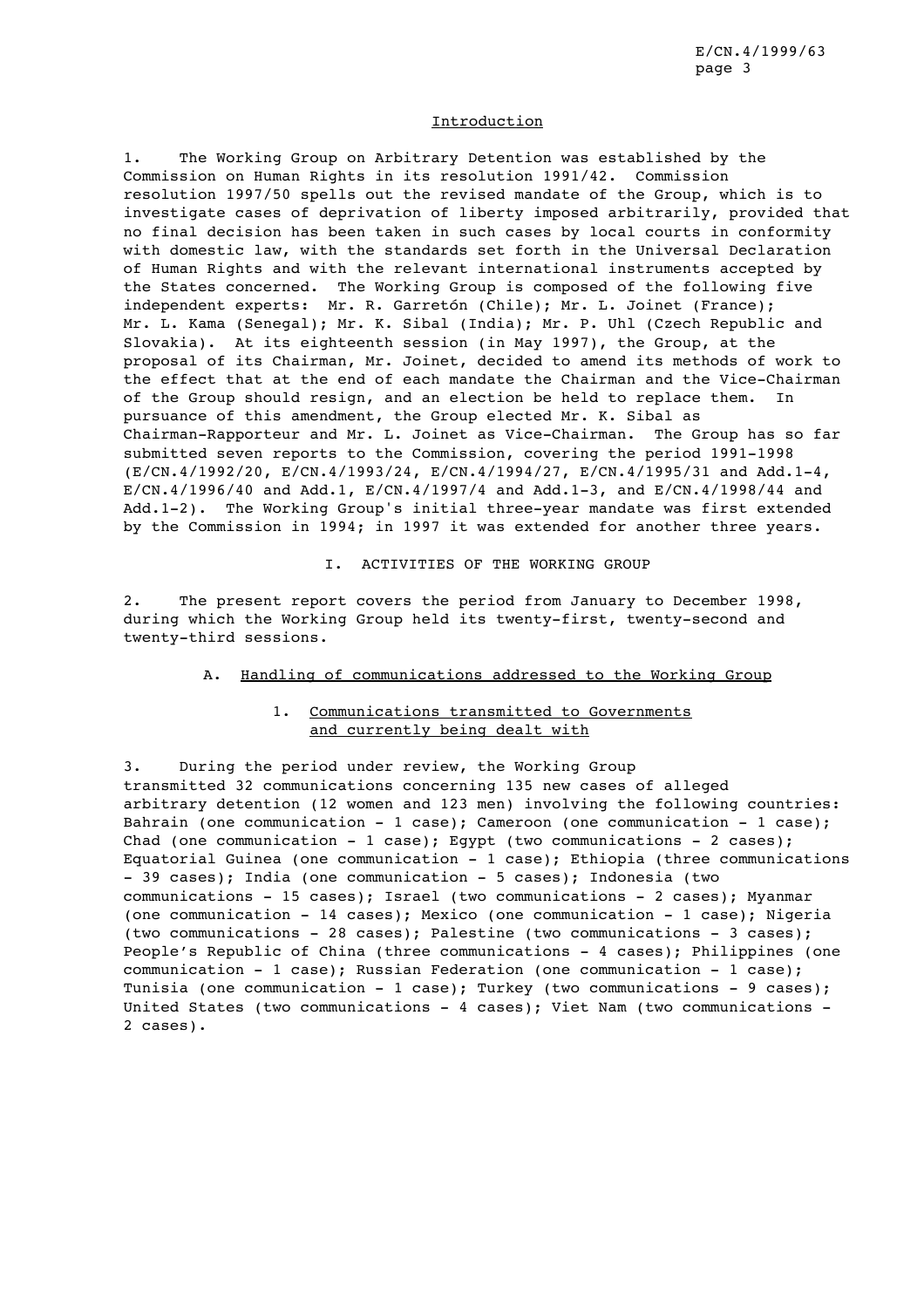## Introduction

1. The Working Group on Arbitrary Detention was established by the Commission on Human Rights in its resolution 1991/42. Commission resolution 1997/50 spells out the revised mandate of the Group, which is to investigate cases of deprivation of liberty imposed arbitrarily, provided that no final decision has been taken in such cases by local courts in conformity with domestic law, with the standards set forth in the Universal Declaration of Human Rights and with the relevant international instruments accepted by the States concerned. The Working Group is composed of the following five independent experts: Mr. R. Garretón (Chile); Mr. L. Joinet (France); Mr. L. Kama (Senegal); Mr. K. Sibal (India); Mr. P. Uhl (Czech Republic and Slovakia). At its eighteenth session (in May 1997), the Group, at the proposal of its Chairman, Mr. Joinet, decided to amend its methods of work to the effect that at the end of each mandate the Chairman and the Vice-Chairman of the Group should resign, and an election be held to replace them. In pursuance of this amendment, the Group elected Mr. K. Sibal as Chairman-Rapporteur and Mr. L. Joinet as Vice-Chairman. The Group has so far submitted seven reports to the Commission, covering the period 1991-1998 (E/CN.4/1992/20, E/CN.4/1993/24, E/CN.4/1994/27, E/CN.4/1995/31 and Add.1-4, E/CN.4/1996/40 and Add.1, E/CN.4/1997/4 and Add.1-3, and E/CN.4/1998/44 and Add.1-2). The Working Group's initial three-year mandate was first extended by the Commission in 1994; in 1997 it was extended for another three years.

## I. ACTIVITIES OF THE WORKING GROUP

2. The present report covers the period from January to December 1998, during which the Working Group held its twenty-first, twenty-second and twenty-third sessions.

### A. Handling of communications addressed to the Working Group

#### 1. Communications transmitted to Governments and currently being dealt with

3. During the period under review, the Working Group transmitted 32 communications concerning 135 new cases of alleged arbitrary detention (12 women and 123 men) involving the following countries: Bahrain (one communication - 1 case); Cameroon (one communication - 1 case); Chad (one communication - 1 case); Egypt (two communications - 2 cases); Equatorial Guinea (one communication - 1 case); Ethiopia (three communications - 39 cases); India (one communication - 5 cases); Indonesia (two communications - 15 cases); Israel (two communications - 2 cases); Myanmar (one communication - 14 cases); Mexico (one communication - 1 case); Nigeria (two communications - 28 cases); Palestine (two communications - 3 cases); People's Republic of China (three communications - 4 cases); Philippines (one communication - 1 case); Russian Federation (one communication - 1 case); Tunisia (one communication - 1 case); Turkey (two communications - 9 cases); United States (two communications - 4 cases); Viet Nam (two communications - 2 cases).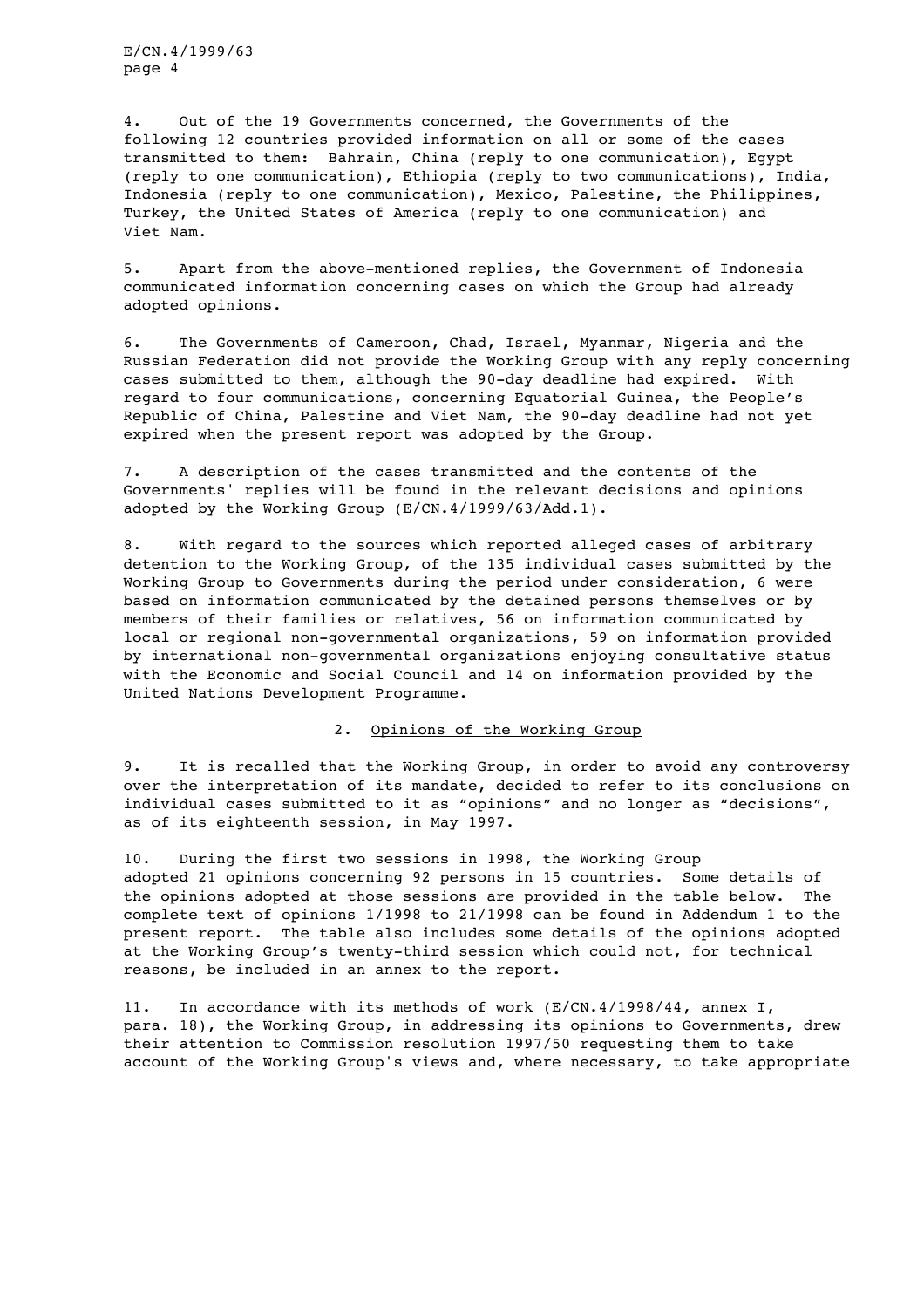4. Out of the 19 Governments concerned, the Governments of the following 12 countries provided information on all or some of the cases transmitted to them: Bahrain, China (reply to one communication), Egypt (reply to one communication), Ethiopia (reply to two communications), India, Indonesia (reply to one communication), Mexico, Palestine, the Philippines, Turkey, the United States of America (reply to one communication) and Viet Nam.

5. Apart from the above-mentioned replies, the Government of Indonesia communicated information concerning cases on which the Group had already adopted opinions.

6. The Governments of Cameroon, Chad, Israel, Myanmar, Nigeria and the Russian Federation did not provide the Working Group with any reply concerning cases submitted to them, although the 90-day deadline had expired. With regard to four communications, concerning Equatorial Guinea, the People's Republic of China, Palestine and Viet Nam, the 90-day deadline had not yet expired when the present report was adopted by the Group.

7. A description of the cases transmitted and the contents of the Governments' replies will be found in the relevant decisions and opinions adopted by the Working Group (E/CN.4/1999/63/Add.1).

8. With regard to the sources which reported alleged cases of arbitrary detention to the Working Group, of the 135 individual cases submitted by the Working Group to Governments during the period under consideration, 6 were based on information communicated by the detained persons themselves or by members of their families or relatives, 56 on information communicated by local or regional non-governmental organizations, 59 on information provided by international non-governmental organizations enjoying consultative status with the Economic and Social Council and 14 on information provided by the United Nations Development Programme.

### 2. Opinions of the Working Group

9. It is recalled that the Working Group, in order to avoid any controversy over the interpretation of its mandate, decided to refer to its conclusions on individual cases submitted to it as "opinions" and no longer as "decisions", as of its eighteenth session, in May 1997.

10. During the first two sessions in 1998, the Working Group adopted 21 opinions concerning 92 persons in 15 countries. Some details of the opinions adopted at those sessions are provided in the table below. The complete text of opinions 1/1998 to 21/1998 can be found in Addendum 1 to the present report. The table also includes some details of the opinions adopted at the Working Group's twenty-third session which could not, for technical reasons, be included in an annex to the report.

11. In accordance with its methods of work (E/CN.4/1998/44, annex I, para. 18), the Working Group, in addressing its opinions to Governments, drew their attention to Commission resolution 1997/50 requesting them to take account of the Working Group's views and, where necessary, to take appropriate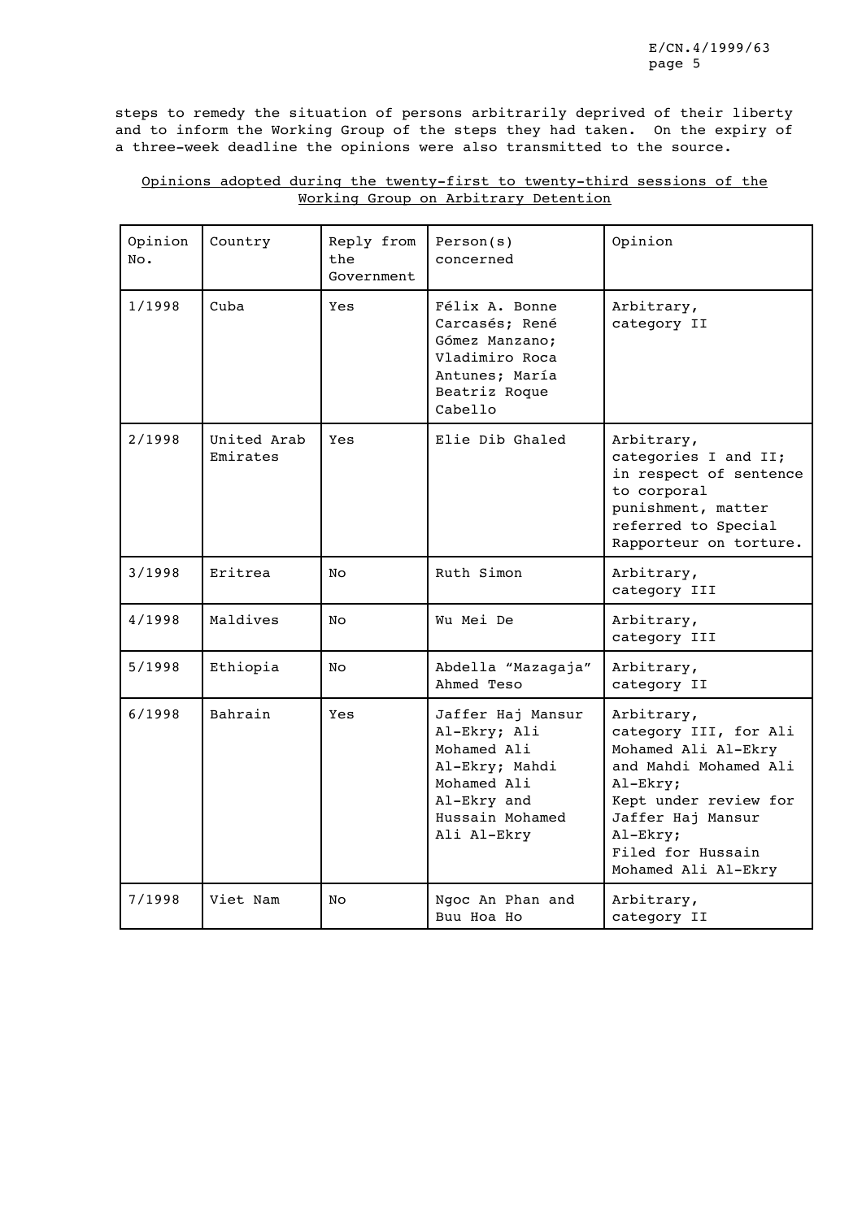steps to remedy the situation of persons arbitrarily deprived of their liberty and to inform the Working Group of the steps they had taken. On the expiry of a three-week deadline the opinions were also transmitted to the source.

Opinions adopted during the twenty-first to twenty-third sessions of the Working Group on Arbitrary Detention

| Opinion No. | Country | Reply from the Government | Person(s) concerned | Opinion |
|---|---|---|---|---|
| 1/1998 | Cuba | Yes | Félix A. Bonne Carcasés; René Gómez Manzano; Vladimiro Roca Antunes; María Beatriz Roque Cabello | Arbitrary, category II |
| 2/1998 | United Arab Emirates | Yes | Elie Dib Ghaled | Arbitrary, categories I and II; in respect of sentence to corporal punishment, matter referred to Special Rapporteur on torture. |
| 3/1998 | Eritrea | No | Ruth Simon | Arbitrary, category III |
| 4/1998 | Maldives | No | Wu Mei De | Arbitrary, category III |
| 5/1998 | Ethiopia | No | Abdella "Mazagaja" Ahmed Teso | Arbitrary, category II |
| 6/1998 | Bahrain | Yes | Jaffer Haj Mansur Al-Ekry; Ali Mohamed Ali Al-Ekry; Mahdi Mohamed Ali Al-Ekry and Hussain Mohamed Ali Al-Ekry | Arbitrary, category III, for Ali Mohamed Ali Al-Ekry and Mahdi Mohamed Ali Al-Ekry; Kept under review for Jaffer Haj Mansur Al-Ekry; Filed for Hussain Mohamed Ali Al-Ekry |
| 7/1998 | Viet Nam | No | Ngoc An Phan and Buu Hoa Ho | Arbitrary, category II |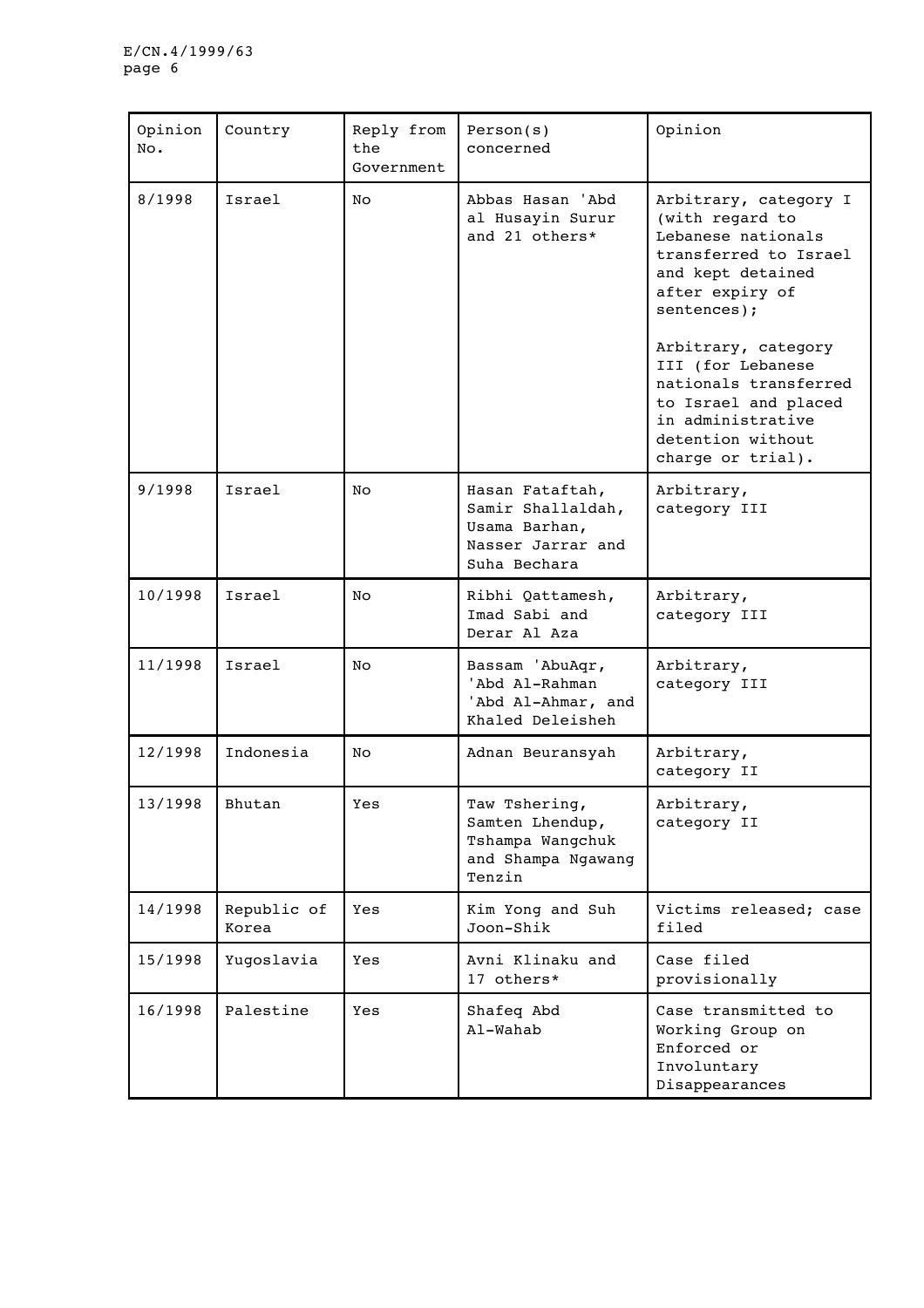| Opinion No. | Country | Reply from the Government | Person(s) concerned | Opinion |
|---|---|---|---|---|
| 8/1998 | Israel | No | Abbas Hasan 'Abd al Husayin Surur and 21 others* | Arbitrary, category I (with regard to Lebanese nationals transferred to Israel and kept detained after expiry of sentences); Arbitrary, category III (for Lebanese nationals transferred to Israel and placed in administrative detention without charge or trial). |
| 9/1998 | Israel | No | Hasan Fataftah, Samir Shallaldah, Usama Barhan, Nasser Jarrar and Suha Bechara | Arbitrary, category III |
| 10/1998 | Israel | No | Ribhi Qattamesh, Imad Sabi and Derar Al Aza | Arbitrary, category III |
| 11/1998 | Israel | No | Bassam 'AbuAqr, 'Abd Al-Rahman 'Abd Al-Ahmar, and Khaled Deleisheh | Arbitrary, category III |
| 12/1998 | Indonesia | No | Adnan Beuransyah | Arbitrary, category II |
| 13/1998 | Bhutan | Yes | Taw Tshering, Samten Lhendup, Tshampa Wangchuk and Shampa Ngawang Tenzin | Arbitrary, category II |
| 14/1998 | Republic of Korea | Yes | Kim Yong and Suh Joon-Shik | Victims released; case filed |
| 15/1998 | Yugoslavia | Yes | Avni Klinaku and 17 others* | Case filed provisionally |
| 16/1998 | Palestine | Yes | Shafeq Abd Al-Wahab | Case transmitted to Working Group on Enforced or Involuntary Disappearances |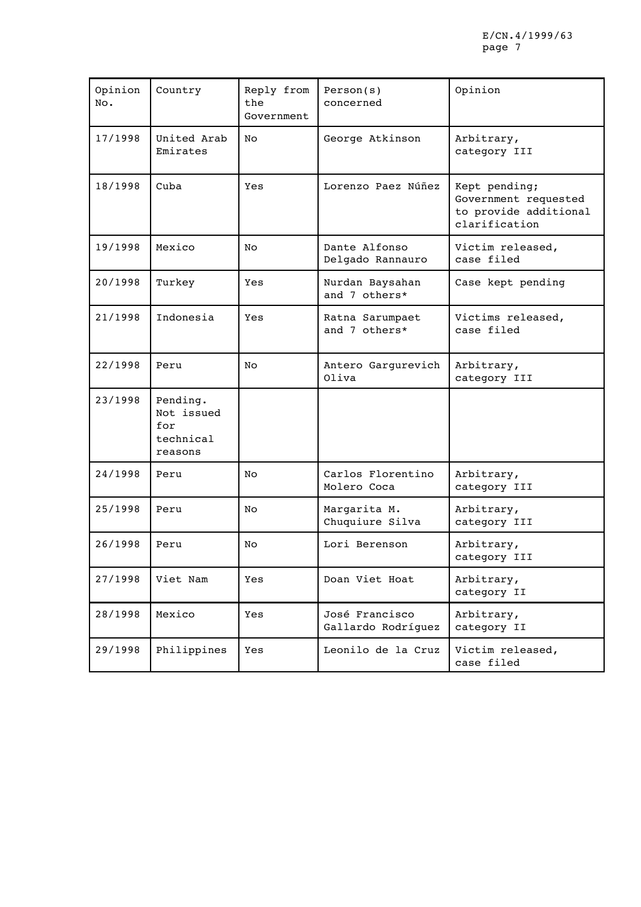| Opinion No. | Country | Reply from the Government | Person(s) concerned | Opinion |
|---|---|---|---|---|
| 17/1998 | United Arab Emirates | No | George Atkinson | Arbitrary, category III |
| 18/1998 | Cuba | Yes | Lorenzo Paez Núñez | Kept pending; Government requested to provide additional clarification |
| 19/1998 | Mexico | No | Dante Alfonso Delgado Rannauro | Victim released, case filed |
| 20/1998 | Turkey | Yes | Nurdan Baysahan and 7 others* | Case kept pending |
| 21/1998 | Indonesia | Yes | Ratna Sarumpaet and 7 others* | Victims released, case filed |
| 22/1998 | Peru | No | Antero Gargurevich Oliva | Arbitrary, category III |
| 23/1998 | Pending. Not issued for technical reasons | | | |
| 24/1998 | Peru | No | Carlos Florentino Molero Coca | Arbitrary, category III |
| 25/1998 | Peru | No | Margarita M. Chuquiure Silva | Arbitrary, category III |
| 26/1998 | Peru | No | Lori Berenson | Arbitrary, category III |
| 27/1998 | Viet Nam | Yes | Doan Viet Hoat | Arbitrary, category II |
| 28/1998 | Mexico | Yes | José Francisco Gallardo Rodríguez | Arbitrary, category II |
| 29/1998 | Philippines | Yes | Leonilo de la Cruz | Victim released, case filed |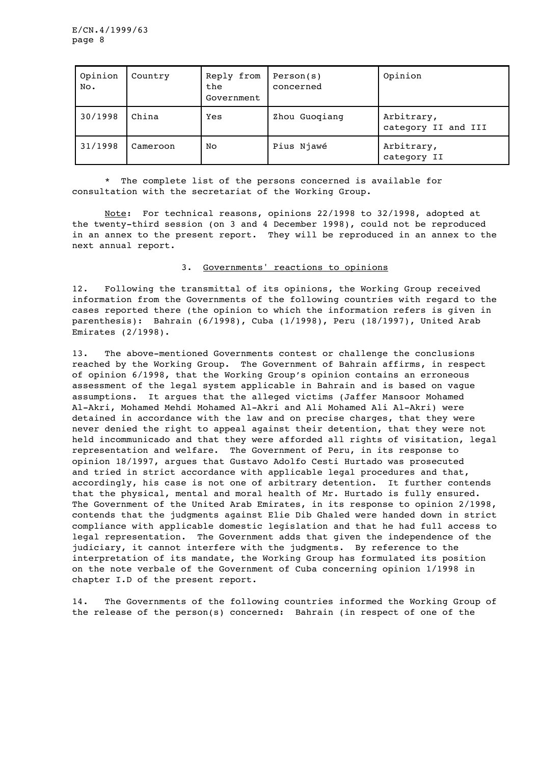| Opinion No. | Country | Reply from the Government | Person(s) concerned | Opinion |
|---|---|---|---|---|
| 30/1998 | China | Yes | Zhou Guoqiang | Arbitrary, category II and III |
| 31/1998 | Cameroon | No | Pius Njawé | Arbitrary, category II |

\* The complete list of the persons concerned is available for consultation with the secretariat of the Working Group.

Note: For technical reasons, opinions 22/1998 to 32/1998, adopted at the twenty-third session (on 3 and 4 December 1998), could not be reproduced in an annex to the present report. They will be reproduced in an annex to the next annual report.

### 3. Governments' reactions to opinions

12. Following the transmittal of its opinions, the Working Group received information from the Governments of the following countries with regard to the cases reported there (the opinion to which the information refers is given in parenthesis): Bahrain (6/1998), Cuba (1/1998), Peru (18/1997), United Arab Emirates (2/1998).

13. The above-mentioned Governments contest or challenge the conclusions reached by the Working Group. The Government of Bahrain affirms, in respect of opinion 6/1998, that the Working Group's opinion contains an erroneous assessment of the legal system applicable in Bahrain and is based on vague assumptions. It argues that the alleged victims (Jaffer Mansoor Mohamed Al-Akri, Mohamed Mehdi Mohamed Al-Akri and Ali Mohamed Ali Al-Akri) were detained in accordance with the law and on precise charges, that they were never denied the right to appeal against their detention, that they were not held incommunicado and that they were afforded all rights of visitation, legal representation and welfare. The Government of Peru, in its response to opinion 18/1997, argues that Gustavo Adolfo Cesti Hurtado was prosecuted and tried in strict accordance with applicable legal procedures and that, accordingly, his case is not one of arbitrary detention. It further contends that the physical, mental and moral health of Mr. Hurtado is fully ensured. The Government of the United Arab Emirates, in its response to opinion 2/1998, contends that the judgments against Elie Dib Ghaled were handed down in strict compliance with applicable domestic legislation and that he had full access to legal representation. The Government adds that given the independence of the judiciary, it cannot interfere with the judgments. By reference to the interpretation of its mandate, the Working Group has formulated its position on the note verbale of the Government of Cuba concerning opinion 1/1998 in chapter I.D of the present report.

14. The Governments of the following countries informed the Working Group of the release of the person(s) concerned: Bahrain (in respect of one of the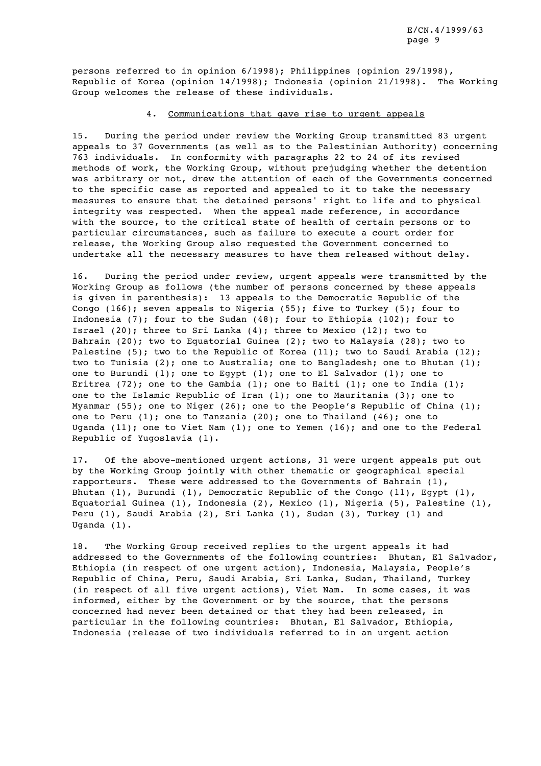persons referred to in opinion 6/1998); Philippines (opinion 29/1998), Republic of Korea (opinion 14/1998); Indonesia (opinion 21/1998). The Working Group welcomes the release of these individuals.

### 4. Communications that gave rise to urgent appeals

15. During the period under review the Working Group transmitted 83 urgent appeals to 37 Governments (as well as to the Palestinian Authority) concerning 763 individuals. In conformity with paragraphs 22 to 24 of its revised methods of work, the Working Group, without prejudging whether the detention was arbitrary or not, drew the attention of each of the Governments concerned to the specific case as reported and appealed to it to take the necessary measures to ensure that the detained persons' right to life and to physical integrity was respected. When the appeal made reference, in accordance with the source, to the critical state of health of certain persons or to particular circumstances, such as failure to execute a court order for release, the Working Group also requested the Government concerned to undertake all the necessary measures to have them released without delay.

16. During the period under review, urgent appeals were transmitted by the Working Group as follows (the number of persons concerned by these appeals is given in parenthesis): 13 appeals to the Democratic Republic of the Congo (166); seven appeals to Nigeria (55); five to Turkey (5); four to Indonesia (7); four to the Sudan (48); four to Ethiopia (102); four to Israel (20); three to Sri Lanka (4); three to Mexico (12); two to Bahrain (20); two to Equatorial Guinea (2); two to Malaysia (28); two to Palestine (5); two to the Republic of Korea (11); two to Saudi Arabia (12); two to Tunisia (2); one to Australia; one to Bangladesh; one to Bhutan (1); one to Burundi (1); one to Egypt (1); one to El Salvador (1); one to Eritrea (72); one to the Gambia (1); one to Haiti (1); one to India (1); one to the Islamic Republic of Iran (1); one to Mauritania (3); one to Myanmar (55); one to Niger (26); one to the People's Republic of China (1); one to Peru (1); one to Tanzania (20); one to Thailand (46); one to Uganda (11); one to Viet Nam (1); one to Yemen (16); and one to the Federal Republic of Yugoslavia (1).

17. Of the above-mentioned urgent actions, 31 were urgent appeals put out by the Working Group jointly with other thematic or geographical special rapporteurs. These were addressed to the Governments of Bahrain (1), Bhutan (1), Burundi (1), Democratic Republic of the Congo (11), Egypt (1), Equatorial Guinea (1), Indonesia (2), Mexico (1), Nigeria (5), Palestine (1), Peru (1), Saudi Arabia (2), Sri Lanka (1), Sudan (3), Turkey (1) and Uganda (1).

18. The Working Group received replies to the urgent appeals it had addressed to the Governments of the following countries: Bhutan, El Salvador, Ethiopia (in respect of one urgent action), Indonesia, Malaysia, People's Republic of China, Peru, Saudi Arabia, Sri Lanka, Sudan, Thailand, Turkey (in respect of all five urgent actions), Viet Nam. In some cases, it was informed, either by the Government or by the source, that the persons concerned had never been detained or that they had been released, in particular in the following countries: Bhutan, El Salvador, Ethiopia, Indonesia (release of two individuals referred to in an urgent action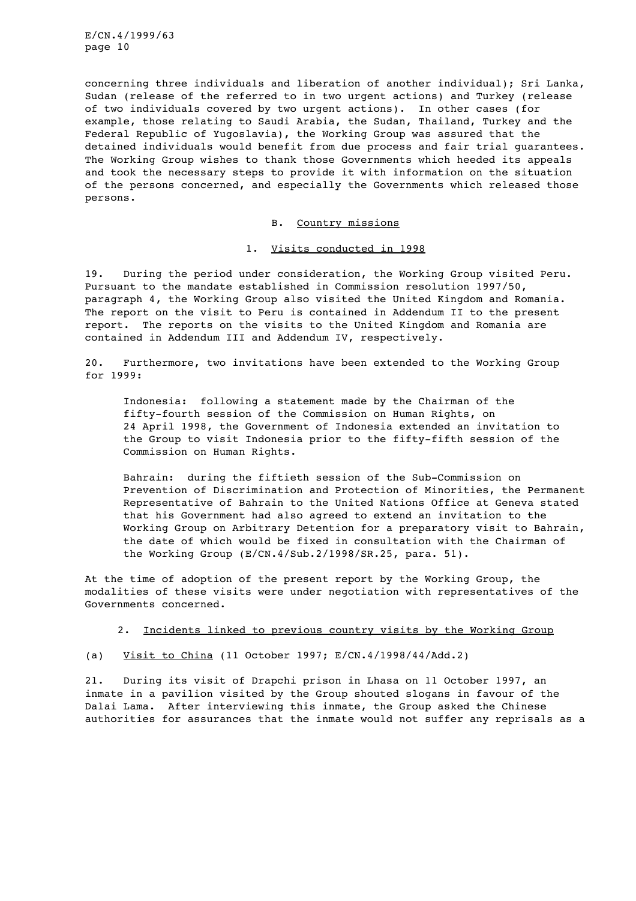concerning three individuals and liberation of another individual); Sri Lanka, Sudan (release of the referred to in two urgent actions) and Turkey (release of two individuals covered by two urgent actions). In other cases (for example, those relating to Saudi Arabia, the Sudan, Thailand, Turkey and the Federal Republic of Yugoslavia), the Working Group was assured that the detained individuals would benefit from due process and fair trial guarantees. The Working Group wishes to thank those Governments which heeded its appeals and took the necessary steps to provide it with information on the situation of the persons concerned, and especially the Governments which released those persons.

## B. Country missions

### 1. Visits conducted in 1998

19. During the period under consideration, the Working Group visited Peru. Pursuant to the mandate established in Commission resolution 1997/50, paragraph 4, the Working Group also visited the United Kingdom and Romania. The report on the visit to Peru is contained in Addendum II to the present report. The reports on the visits to the United Kingdom and Romania are contained in Addendum III and Addendum IV, respectively.

20. Furthermore, two invitations have been extended to the Working Group for 1999:

> Indonesia: following a statement made by the Chairman of the fifty-fourth session of the Commission on Human Rights, on 24 April 1998, the Government of Indonesia extended an invitation to the Group to visit Indonesia prior to the fifty-fifth session of the Commission on Human Rights.
>
> Bahrain: during the fiftieth session of the Sub-Commission on Prevention of Discrimination and Protection of Minorities, the Permanent Representative of Bahrain to the United Nations Office at Geneva stated that his Government had also agreed to extend an invitation to the Working Group on Arbitrary Detention for a preparatory visit to Bahrain, the date of which would be fixed in consultation with the Chairman of the Working Group (E/CN.4/Sub.2/1998/SR.25, para. 51).

At the time of adoption of the present report by the Working Group, the modalities of these visits were under negotiation with representatives of the Governments concerned.

### 2. Incidents linked to previous country visits by the Working Group

(a) Visit to China (11 October 1997; E/CN.4/1998/44/Add.2)

21. During its visit of Drapchi prison in Lhasa on 11 October 1997, an inmate in a pavilion visited by the Group shouted slogans in favour of the Dalai Lama. After interviewing this inmate, the Group asked the Chinese authorities for assurances that the inmate would not suffer any reprisals as a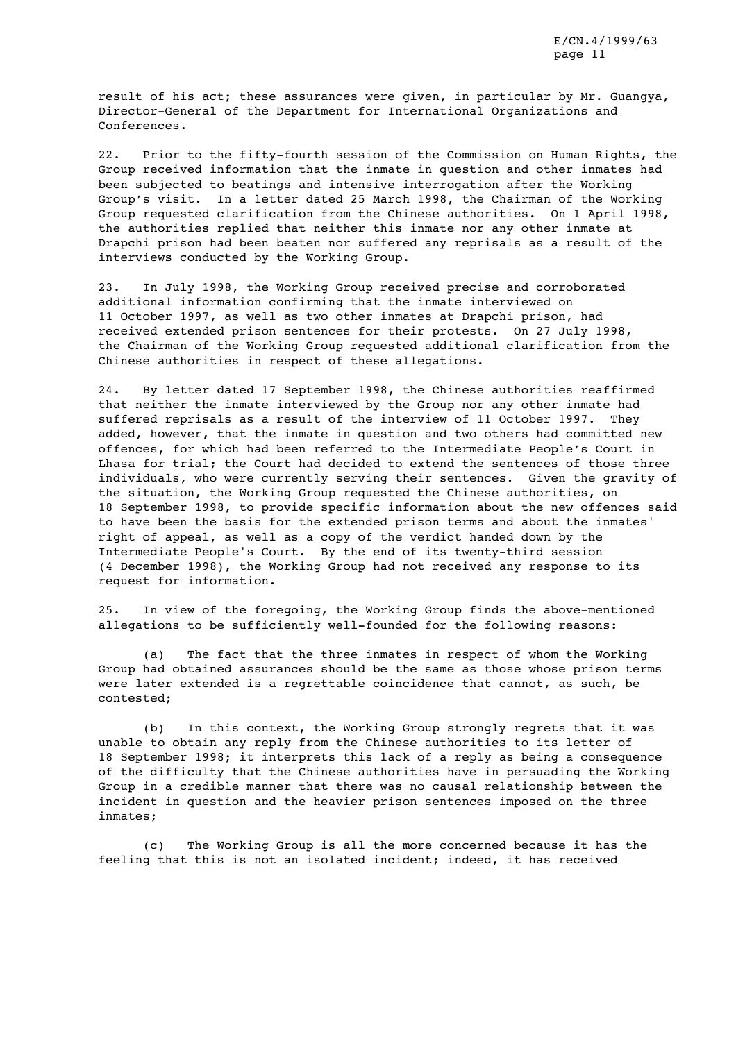result of his act; these assurances were given, in particular by Mr. Guangya, Director-General of the Department for International Organizations and Conferences.

22. Prior to the fifty-fourth session of the Commission on Human Rights, the Group received information that the inmate in question and other inmates had been subjected to beatings and intensive interrogation after the Working Group's visit. In a letter dated 25 March 1998, the Chairman of the Working Group requested clarification from the Chinese authorities. On 1 April 1998, the authorities replied that neither this inmate nor any other inmate at Drapchi prison had been beaten nor suffered any reprisals as a result of the interviews conducted by the Working Group.

23. In July 1998, the Working Group received precise and corroborated additional information confirming that the inmate interviewed on 11 October 1997, as well as two other inmates at Drapchi prison, had received extended prison sentences for their protests. On 27 July 1998, the Chairman of the Working Group requested additional clarification from the Chinese authorities in respect of these allegations.

24. By letter dated 17 September 1998, the Chinese authorities reaffirmed that neither the inmate interviewed by the Group nor any other inmate had suffered reprisals as a result of the interview of 11 October 1997. They added, however, that the inmate in question and two others had committed new offences, for which had been referred to the Intermediate People's Court in Lhasa for trial; the Court had decided to extend the sentences of those three individuals, who were currently serving their sentences. Given the gravity of the situation, the Working Group requested the Chinese authorities, on 18 September 1998, to provide specific information about the new offences said to have been the basis for the extended prison terms and about the inmates' right of appeal, as well as a copy of the verdict handed down by the Intermediate People's Court. By the end of its twenty-third session (4 December 1998), the Working Group had not received any response to its request for information.

25. In view of the foregoing, the Working Group finds the above-mentioned allegations to be sufficiently well-founded for the following reasons:

(a) The fact that the three inmates in respect of whom the Working Group had obtained assurances should be the same as those whose prison terms were later extended is a regrettable coincidence that cannot, as such, be contested;

(b) In this context, the Working Group strongly regrets that it was unable to obtain any reply from the Chinese authorities to its letter of 18 September 1998; it interprets this lack of a reply as being a consequence of the difficulty that the Chinese authorities have in persuading the Working Group in a credible manner that there was no causal relationship between the incident in question and the heavier prison sentences imposed on the three inmates;

(c) The Working Group is all the more concerned because it has the feeling that this is not an isolated incident; indeed, it has received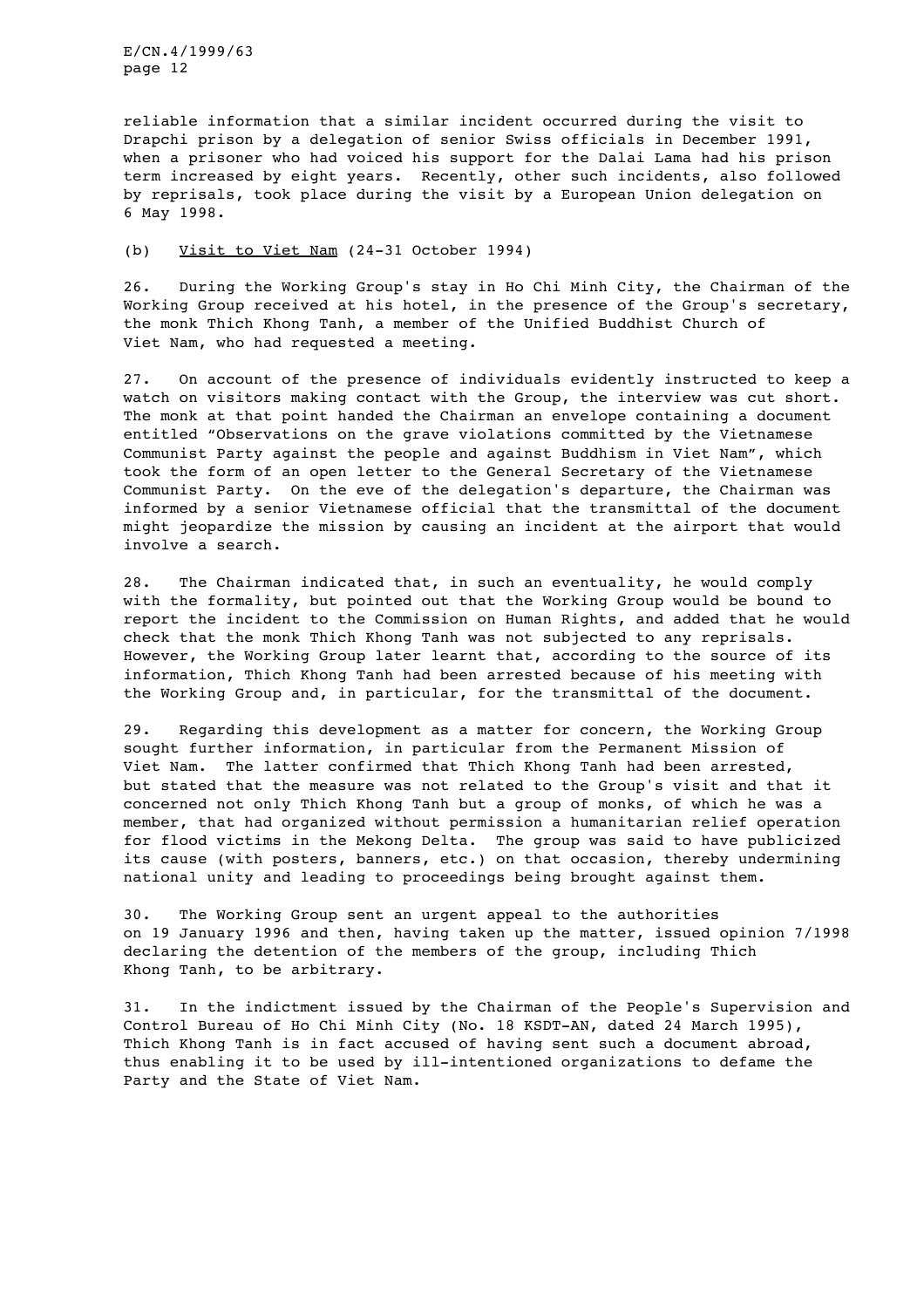reliable information that a similar incident occurred during the visit to Drapchi prison by a delegation of senior Swiss officials in December 1991, when a prisoner who had voiced his support for the Dalai Lama had his prison term increased by eight years. Recently, other such incidents, also followed by reprisals, took place during the visit by a European Union delegation on 6 May 1998.

(b) Visit to Viet Nam (24-31 October 1994)

26. During the Working Group's stay in Ho Chi Minh City, the Chairman of the Working Group received at his hotel, in the presence of the Group's secretary, the monk Thich Khong Tanh, a member of the Unified Buddhist Church of Viet Nam, who had requested a meeting.

27. On account of the presence of individuals evidently instructed to keep a watch on visitors making contact with the Group, the interview was cut short. The monk at that point handed the Chairman an envelope containing a document entitled "Observations on the grave violations committed by the Vietnamese Communist Party against the people and against Buddhism in Viet Nam", which took the form of an open letter to the General Secretary of the Vietnamese Communist Party. On the eve of the delegation's departure, the Chairman was informed by a senior Vietnamese official that the transmittal of the document might jeopardize the mission by causing an incident at the airport that would involve a search.

28. The Chairman indicated that, in such an eventuality, he would comply with the formality, but pointed out that the Working Group would be bound to report the incident to the Commission on Human Rights, and added that he would check that the monk Thich Khong Tanh was not subjected to any reprisals. However, the Working Group later learnt that, according to the source of its information, Thich Khong Tanh had been arrested because of his meeting with the Working Group and, in particular, for the transmittal of the document.

29. Regarding this development as a matter for concern, the Working Group sought further information, in particular from the Permanent Mission of Viet Nam. The latter confirmed that Thich Khong Tanh had been arrested, but stated that the measure was not related to the Group's visit and that it concerned not only Thich Khong Tanh but a group of monks, of which he was a member, that had organized without permission a humanitarian relief operation for flood victims in the Mekong Delta. The group was said to have publicized its cause (with posters, banners, etc.) on that occasion, thereby undermining national unity and leading to proceedings being brought against them.

30. The Working Group sent an urgent appeal to the authorities on 19 January 1996 and then, having taken up the matter, issued opinion 7/1998 declaring the detention of the members of the group, including Thich Khong Tanh, to be arbitrary.

31. In the indictment issued by the Chairman of the People's Supervision and Control Bureau of Ho Chi Minh City (No. 18 KSDT-AN, dated 24 March 1995), Thich Khong Tanh is in fact accused of having sent such a document abroad, thus enabling it to be used by ill-intentioned organizations to defame the Party and the State of Viet Nam.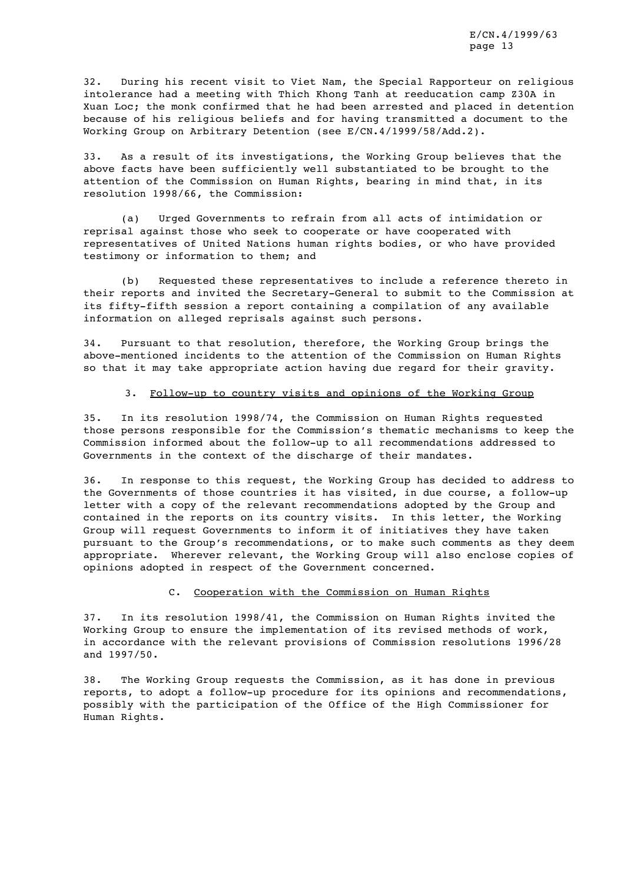32. During his recent visit to Viet Nam, the Special Rapporteur on religious intolerance had a meeting with Thich Khong Tanh at reeducation camp Z30A in Xuan Loc; the monk confirmed that he had been arrested and placed in detention because of his religious beliefs and for having transmitted a document to the Working Group on Arbitrary Detention (see E/CN.4/1999/58/Add.2).

33. As a result of its investigations, the Working Group believes that the above facts have been sufficiently well substantiated to be brought to the attention of the Commission on Human Rights, bearing in mind that, in its resolution 1998/66, the Commission:

(a) Urged Governments to refrain from all acts of intimidation or reprisal against those who seek to cooperate or have cooperated with representatives of United Nations human rights bodies, or who have provided testimony or information to them; and

(b) Requested these representatives to include a reference thereto in their reports and invited the Secretary-General to submit to the Commission at its fifty-fifth session a report containing a compilation of any available information on alleged reprisals against such persons.

34. Pursuant to that resolution, therefore, the Working Group brings the above-mentioned incidents to the attention of the Commission on Human Rights so that it may take appropriate action having due regard for their gravity.

### 3. Follow-up to country visits and opinions of the Working Group

35. In its resolution 1998/74, the Commission on Human Rights requested those persons responsible for the Commission's thematic mechanisms to keep the Commission informed about the follow-up to all recommendations addressed to Governments in the context of the discharge of their mandates.

36. In response to this request, the Working Group has decided to address to the Governments of those countries it has visited, in due course, a follow-up letter with a copy of the relevant recommendations adopted by the Group and contained in the reports on its country visits. In this letter, the Working Group will request Governments to inform it of initiatives they have taken pursuant to the Group's recommendations, or to make such comments as they deem appropriate. Wherever relevant, the Working Group will also enclose copies of opinions adopted in respect of the Government concerned.

## C. Cooperation with the Commission on Human Rights

37. In its resolution 1998/41, the Commission on Human Rights invited the Working Group to ensure the implementation of its revised methods of work, in accordance with the relevant provisions of Commission resolutions 1996/28 and 1997/50.

38. The Working Group requests the Commission, as it has done in previous reports, to adopt a follow-up procedure for its opinions and recommendations, possibly with the participation of the Office of the High Commissioner for Human Rights.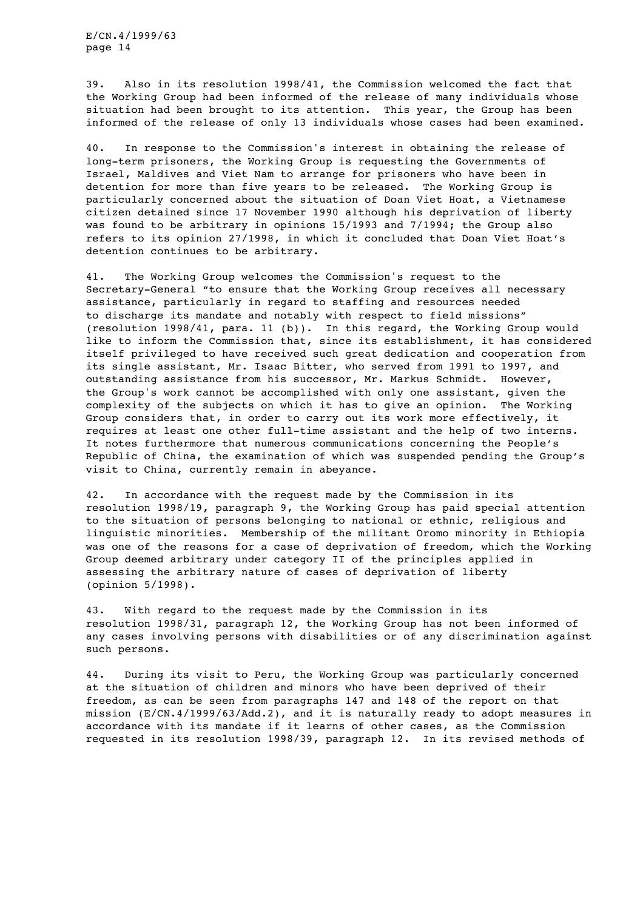39. Also in its resolution 1998/41, the Commission welcomed the fact that the Working Group had been informed of the release of many individuals whose situation had been brought to its attention. This year, the Group has been informed of the release of only 13 individuals whose cases had been examined.

40. In response to the Commission's interest in obtaining the release of long-term prisoners, the Working Group is requesting the Governments of Israel, Maldives and Viet Nam to arrange for prisoners who have been in detention for more than five years to be released. The Working Group is particularly concerned about the situation of Doan Viet Hoat, a Vietnamese citizen detained since 17 November 1990 although his deprivation of liberty was found to be arbitrary in opinions 15/1993 and 7/1994; the Group also refers to its opinion 27/1998, in which it concluded that Doan Viet Hoat's detention continues to be arbitrary.

41. The Working Group welcomes the Commission's request to the Secretary-General "to ensure that the Working Group receives all necessary assistance, particularly in regard to staffing and resources needed to discharge its mandate and notably with respect to field missions" (resolution 1998/41, para. 11 (b)). In this regard, the Working Group would like to inform the Commission that, since its establishment, it has considered itself privileged to have received such great dedication and cooperation from its single assistant, Mr. Isaac Bitter, who served from 1991 to 1997, and outstanding assistance from his successor, Mr. Markus Schmidt. However, the Group's work cannot be accomplished with only one assistant, given the complexity of the subjects on which it has to give an opinion. The Working Group considers that, in order to carry out its work more effectively, it requires at least one other full-time assistant and the help of two interns. It notes furthermore that numerous communications concerning the People's Republic of China, the examination of which was suspended pending the Group's visit to China, currently remain in abeyance.

42. In accordance with the request made by the Commission in its resolution 1998/19, paragraph 9, the Working Group has paid special attention to the situation of persons belonging to national or ethnic, religious and linguistic minorities. Membership of the militant Oromo minority in Ethiopia was one of the reasons for a case of deprivation of freedom, which the Working Group deemed arbitrary under category II of the principles applied in assessing the arbitrary nature of cases of deprivation of liberty (opinion 5/1998).

43. With regard to the request made by the Commission in its resolution 1998/31, paragraph 12, the Working Group has not been informed of any cases involving persons with disabilities or of any discrimination against such persons.

44. During its visit to Peru, the Working Group was particularly concerned at the situation of children and minors who have been deprived of their freedom, as can be seen from paragraphs 147 and 148 of the report on that mission (E/CN.4/1999/63/Add.2), and it is naturally ready to adopt measures in accordance with its mandate if it learns of other cases, as the Commission requested in its resolution 1998/39, paragraph 12. In its revised methods of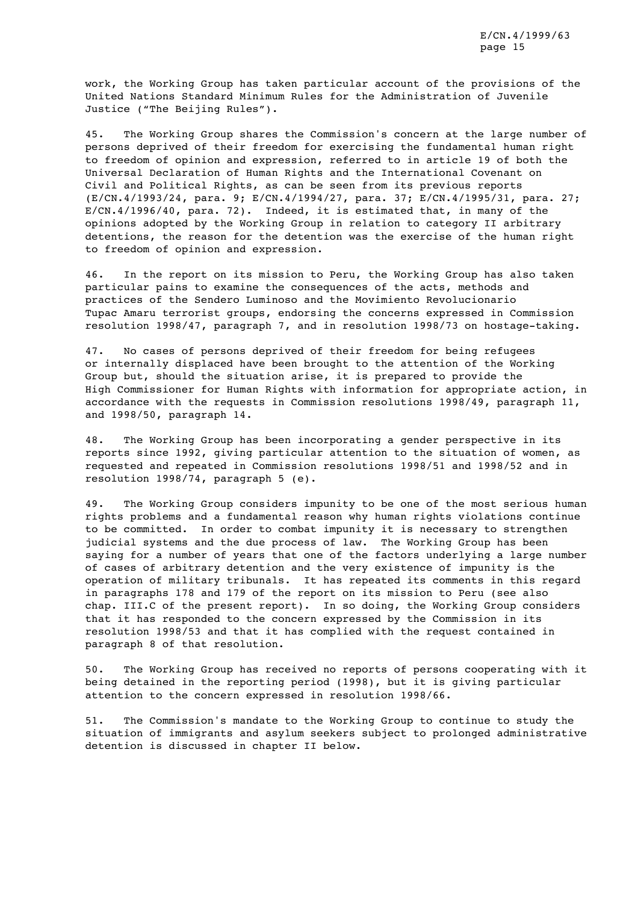work, the Working Group has taken particular account of the provisions of the United Nations Standard Minimum Rules for the Administration of Juvenile Justice ("The Beijing Rules").

45. The Working Group shares the Commission's concern at the large number of persons deprived of their freedom for exercising the fundamental human right to freedom of opinion and expression, referred to in article 19 of both the Universal Declaration of Human Rights and the International Covenant on Civil and Political Rights, as can be seen from its previous reports (E/CN.4/1993/24, para. 9; E/CN.4/1994/27, para. 37; E/CN.4/1995/31, para. 27; E/CN.4/1996/40, para. 72). Indeed, it is estimated that, in many of the opinions adopted by the Working Group in relation to category II arbitrary detentions, the reason for the detention was the exercise of the human right to freedom of opinion and expression.

46. In the report on its mission to Peru, the Working Group has also taken particular pains to examine the consequences of the acts, methods and practices of the Sendero Luminoso and the Movimiento Revolucionario Tupac Amaru terrorist groups, endorsing the concerns expressed in Commission resolution 1998/47, paragraph 7, and in resolution 1998/73 on hostage-taking.

47. No cases of persons deprived of their freedom for being refugees or internally displaced have been brought to the attention of the Working Group but, should the situation arise, it is prepared to provide the High Commissioner for Human Rights with information for appropriate action, in accordance with the requests in Commission resolutions 1998/49, paragraph 11, and 1998/50, paragraph 14.

48. The Working Group has been incorporating a gender perspective in its reports since 1992, giving particular attention to the situation of women, as requested and repeated in Commission resolutions 1998/51 and 1998/52 and in resolution 1998/74, paragraph 5 (e).

49. The Working Group considers impunity to be one of the most serious human rights problems and a fundamental reason why human rights violations continue to be committed. In order to combat impunity it is necessary to strengthen judicial systems and the due process of law. The Working Group has been saying for a number of years that one of the factors underlying a large number of cases of arbitrary detention and the very existence of impunity is the operation of military tribunals. It has repeated its comments in this regard in paragraphs 178 and 179 of the report on its mission to Peru (see also chap. III.C of the present report). In so doing, the Working Group considers that it has responded to the concern expressed by the Commission in its resolution 1998/53 and that it has complied with the request contained in paragraph 8 of that resolution.

50. The Working Group has received no reports of persons cooperating with it being detained in the reporting period (1998), but it is giving particular attention to the concern expressed in resolution 1998/66.

51. The Commission's mandate to the Working Group to continue to study the situation of immigrants and asylum seekers subject to prolonged administrative detention is discussed in chapter II below.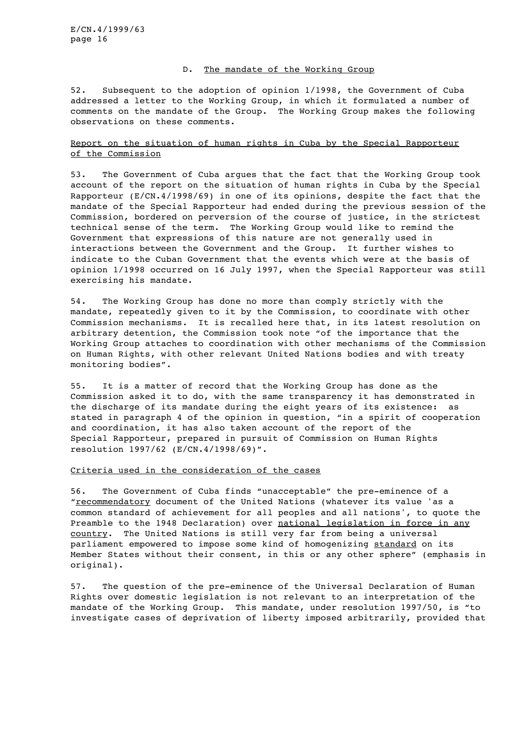### D. The mandate of the Working Group

52. Subsequent to the adoption of opinion 1/1998, the Government of Cuba addressed a letter to the Working Group, in which it formulated a number of comments on the mandate of the Group. The Working Group makes the following observations on these comments.

#### Report on the situation of human rights in Cuba by the Special Rapporteur of the Commission

53. The Government of Cuba argues that the fact that the Working Group took account of the report on the situation of human rights in Cuba by the Special Rapporteur (E/CN.4/1998/69) in one of its opinions, despite the fact that the mandate of the Special Rapporteur had ended during the previous session of the Commission, bordered on perversion of the course of justice, in the strictest technical sense of the term. The Working Group would like to remind the Government that expressions of this nature are not generally used in interactions between the Government and the Group. It further wishes to indicate to the Cuban Government that the events which were at the basis of opinion 1/1998 occurred on 16 July 1997, when the Special Rapporteur was still exercising his mandate.

54. The Working Group has done no more than comply strictly with the mandate, repeatedly given to it by the Commission, to coordinate with other Commission mechanisms. It is recalled here that, in its latest resolution on arbitrary detention, the Commission took note "of the importance that the Working Group attaches to coordination with other mechanisms of the Commission on Human Rights, with other relevant United Nations bodies and with treaty monitoring bodies".

55. It is a matter of record that the Working Group has done as the Commission asked it to do, with the same transparency it has demonstrated in the discharge of its mandate during the eight years of its existence: as stated in paragraph 4 of the opinion in question, "in a spirit of cooperation and coordination, it has also taken account of the report of the Special Rapporteur, prepared in pursuit of Commission on Human Rights resolution 1997/62 (E/CN.4/1998/69)".

#### Criteria used in the consideration of the cases

56. The Government of Cuba finds "unacceptable" the pre-eminence of a "recommendatory document of the United Nations (whatever its value 'as a common standard of achievement for all peoples and all nations', to quote the Preamble to the 1948 Declaration) over national legislation in force in any country. The United Nations is still very far from being a universal parliament empowered to impose some kind of homogenizing standard on its Member States without their consent, in this or any other sphere" (emphasis in original).

57. The question of the pre-eminence of the Universal Declaration of Human Rights over domestic legislation is not relevant to an interpretation of the mandate of the Working Group. This mandate, under resolution 1997/50, is "to investigate cases of deprivation of liberty imposed arbitrarily, provided that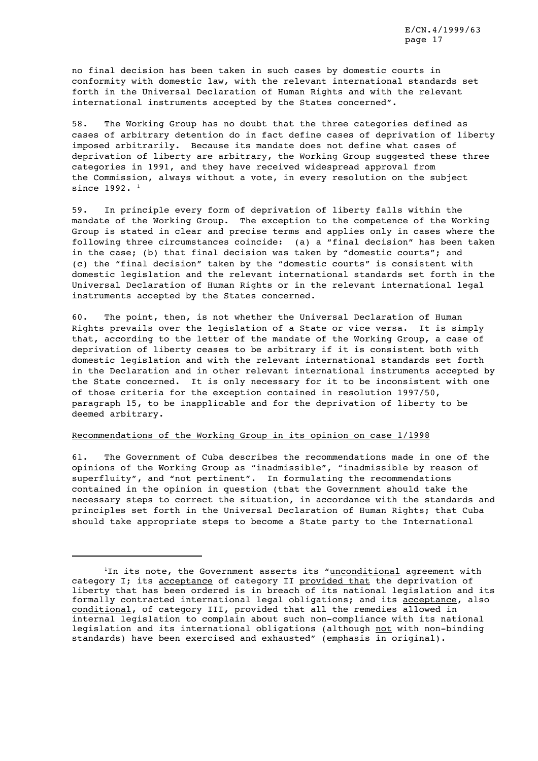no final decision has been taken in such cases by domestic courts in conformity with domestic law, with the relevant international standards set forth in the Universal Declaration of Human Rights and with the relevant international instruments accepted by the States concerned".

58. The Working Group has no doubt that the three categories defined as cases of arbitrary detention do in fact define cases of deprivation of liberty imposed arbitrarily. Because its mandate does not define what cases of deprivation of liberty are arbitrary, the Working Group suggested these three categories in 1991, and they have received widespread approval from the Commission, always without a vote, in every resolution on the subject since 1992. [1]

59. In principle every form of deprivation of liberty falls within the mandate of the Working Group. The exception to the competence of the Working Group is stated in clear and precise terms and applies only in cases where the following three circumstances coincide: (a) a "final decision" has been taken in the case; (b) that final decision was taken by "domestic courts"; and (c) the "final decision" taken by the "domestic courts" is consistent with domestic legislation and the relevant international standards set forth in the Universal Declaration of Human Rights or in the relevant international legal instruments accepted by the States concerned.

60. The point, then, is not whether the Universal Declaration of Human Rights prevails over the legislation of a State or vice versa. It is simply that, according to the letter of the mandate of the Working Group, a case of deprivation of liberty ceases to be arbitrary if it is consistent both with domestic legislation and with the relevant international standards set forth in the Declaration and in other relevant international instruments accepted by the State concerned. It is only necessary for it to be inconsistent with one of those criteria for the exception contained in resolution 1997/50, paragraph 15, to be inapplicable and for the deprivation of liberty to be deemed arbitrary.

<u>Recommendations of the Working Group in its opinion on case 1/1998</u>

61. The Government of Cuba describes the recommendations made in one of the opinions of the Working Group as "inadmissible", "inadmissible by reason of superfluity", and "not pertinent". In formulating the recommendations contained in the opinion in question (that the Government should take the necessary steps to correct the situation, in accordance with the standards and principles set forth in the Universal Declaration of Human Rights; that Cuba should take appropriate steps to become a State party to the International

---

[1] In its note, the Government asserts its "<u>unconditional</u> agreement with category I; its <u>acceptance</u> of category II <u>provided that</u> the deprivation of liberty that has been ordered is in breach of its national legislation and its formally contracted international legal obligations; and its <u>acceptance</u>, also <u>conditional</u>, of category III, provided that all the remedies allowed in internal legislation to complain about such non-compliance with its national legislation and its international obligations (although <u>not</u> with non-binding standards) have been exercised and exhausted" (emphasis in original).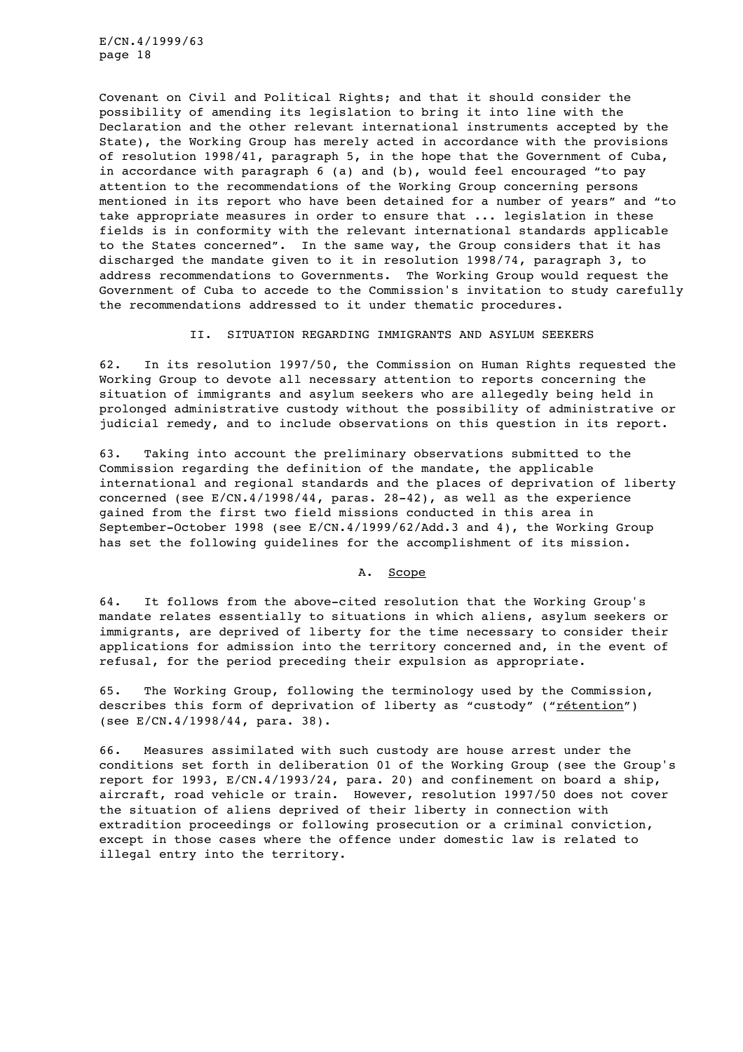Covenant on Civil and Political Rights; and that it should consider the possibility of amending its legislation to bring it into line with the Declaration and the other relevant international instruments accepted by the State), the Working Group has merely acted in accordance with the provisions of resolution 1998/41, paragraph 5, in the hope that the Government of Cuba, in accordance with paragraph 6 (a) and (b), would feel encouraged "to pay attention to the recommendations of the Working Group concerning persons mentioned in its report who have been detained for a number of years" and "to take appropriate measures in order to ensure that ... legislation in these fields is in conformity with the relevant international standards applicable to the States concerned". In the same way, the Group considers that it has discharged the mandate given to it in resolution 1998/74, paragraph 3, to address recommendations to Governments. The Working Group would request the Government of Cuba to accede to the Commission's invitation to study carefully the recommendations addressed to it under thematic procedures.

## II. SITUATION REGARDING IMMIGRANTS AND ASYLUM SEEKERS

62. In its resolution 1997/50, the Commission on Human Rights requested the Working Group to devote all necessary attention to reports concerning the situation of immigrants and asylum seekers who are allegedly being held in prolonged administrative custody without the possibility of administrative or judicial remedy, and to include observations on this question in its report.

63. Taking into account the preliminary observations submitted to the Commission regarding the definition of the mandate, the applicable international and regional standards and the places of deprivation of liberty concerned (see E/CN.4/1998/44, paras. 28-42), as well as the experience gained from the first two field missions conducted in this area in September-October 1998 (see E/CN.4/1999/62/Add.3 and 4), the Working Group has set the following guidelines for the accomplishment of its mission.

### A. Scope

64. It follows from the above-cited resolution that the Working Group's mandate relates essentially to situations in which aliens, asylum seekers or immigrants, are deprived of liberty for the time necessary to consider their applications for admission into the territory concerned and, in the event of refusal, for the period preceding their expulsion as appropriate.

65. The Working Group, following the terminology used by the Commission, describes this form of deprivation of liberty as "custody" ("rétention") (see E/CN.4/1998/44, para. 38).

66. Measures assimilated with such custody are house arrest under the conditions set forth in deliberation 01 of the Working Group (see the Group's report for 1993, E/CN.4/1993/24, para. 20) and confinement on board a ship, aircraft, road vehicle or train. However, resolution 1997/50 does not cover the situation of aliens deprived of their liberty in connection with extradition proceedings or following prosecution or a criminal conviction, except in those cases where the offence under domestic law is related to illegal entry into the territory.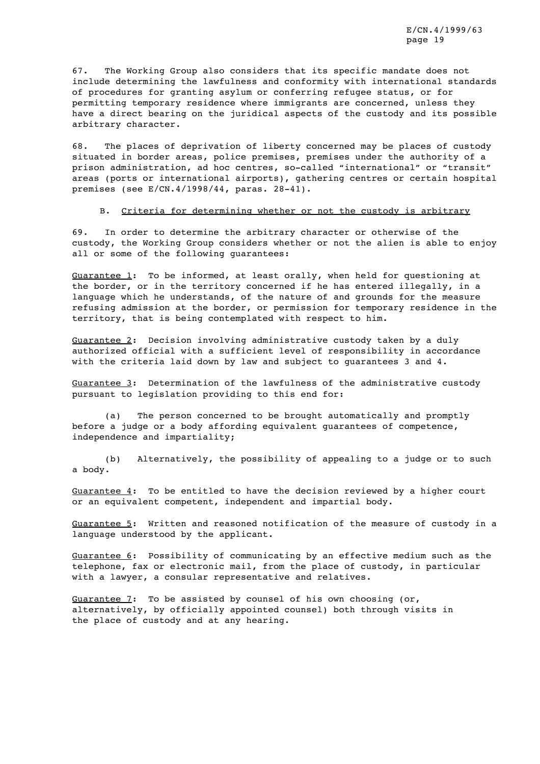67. The Working Group also considers that its specific mandate does not include determining the lawfulness and conformity with international standards of procedures for granting asylum or conferring refugee status, or for permitting temporary residence where immigrants are concerned, unless they have a direct bearing on the juridical aspects of the custody and its possible arbitrary character.

68. The places of deprivation of liberty concerned may be places of custody situated in border areas, police premises, premises under the authority of a prison administration, ad hoc centres, so-called "international" or "transit" areas (ports or international airports), gathering centres or certain hospital premises (see E/CN.4/1998/44, paras. 28-41).

### B. Criteria for determining whether or not the custody is arbitrary

69. In order to determine the arbitrary character or otherwise of the custody, the Working Group considers whether or not the alien is able to enjoy all or some of the following guarantees:

Guarantee 1: To be informed, at least orally, when held for questioning at the border, or in the territory concerned if he has entered illegally, in a language which he understands, of the nature of and grounds for the measure refusing admission at the border, or permission for temporary residence in the territory, that is being contemplated with respect to him.

Guarantee 2: Decision involving administrative custody taken by a duly authorized official with a sufficient level of responsibility in accordance with the criteria laid down by law and subject to guarantees 3 and 4.

Guarantee 3: Determination of the lawfulness of the administrative custody pursuant to legislation providing to this end for:

(a) The person concerned to be brought automatically and promptly before a judge or a body affording equivalent guarantees of competence, independence and impartiality;

(b) Alternatively, the possibility of appealing to a judge or to such a body.

Guarantee 4: To be entitled to have the decision reviewed by a higher court or an equivalent competent, independent and impartial body.

Guarantee 5: Written and reasoned notification of the measure of custody in a language understood by the applicant.

Guarantee 6: Possibility of communicating by an effective medium such as the telephone, fax or electronic mail, from the place of custody, in particular with a lawyer, a consular representative and relatives.

Guarantee 7: To be assisted by counsel of his own choosing (or, alternatively, by officially appointed counsel) both through visits in the place of custody and at any hearing.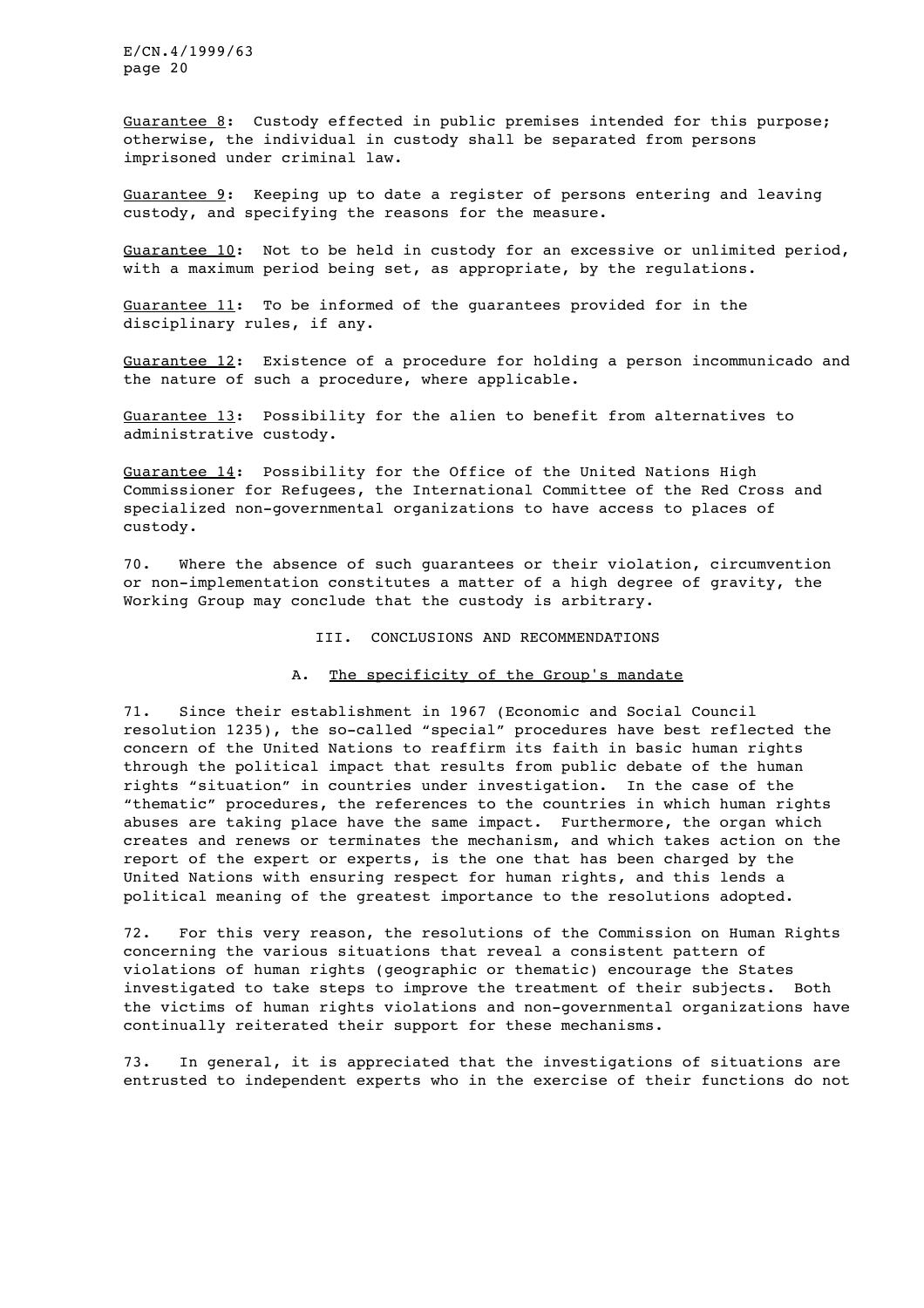Guarantee 8: Custody effected in public premises intended for this purpose; otherwise, the individual in custody shall be separated from persons imprisoned under criminal law.

Guarantee 9: Keeping up to date a register of persons entering and leaving custody, and specifying the reasons for the measure.

Guarantee 10: Not to be held in custody for an excessive or unlimited period, with a maximum period being set, as appropriate, by the regulations.

Guarantee 11: To be informed of the guarantees provided for in the disciplinary rules, if any.

Guarantee 12: Existence of a procedure for holding a person incommunicado and the nature of such a procedure, where applicable.

Guarantee 13: Possibility for the alien to benefit from alternatives to administrative custody.

Guarantee 14: Possibility for the Office of the United Nations High Commissioner for Refugees, the International Committee of the Red Cross and specialized non-governmental organizations to have access to places of custody.

70. Where the absence of such guarantees or their violation, circumvention or non-implementation constitutes a matter of a high degree of gravity, the Working Group may conclude that the custody is arbitrary.

## III. CONCLUSIONS AND RECOMMENDATIONS

### A. The specificity of the Group's mandate

71. Since their establishment in 1967 (Economic and Social Council resolution 1235), the so-called "special" procedures have best reflected the concern of the United Nations to reaffirm its faith in basic human rights through the political impact that results from public debate of the human rights "situation" in countries under investigation. In the case of the "thematic" procedures, the references to the countries in which human rights abuses are taking place have the same impact. Furthermore, the organ which creates and renews or terminates the mechanism, and which takes action on the report of the expert or experts, is the one that has been charged by the United Nations with ensuring respect for human rights, and this lends a political meaning of the greatest importance to the resolutions adopted.

72. For this very reason, the resolutions of the Commission on Human Rights concerning the various situations that reveal a consistent pattern of violations of human rights (geographic or thematic) encourage the States investigated to take steps to improve the treatment of their subjects. Both the victims of human rights violations and non-governmental organizations have continually reiterated their support for these mechanisms.

73. In general, it is appreciated that the investigations of situations are entrusted to independent experts who in the exercise of their functions do not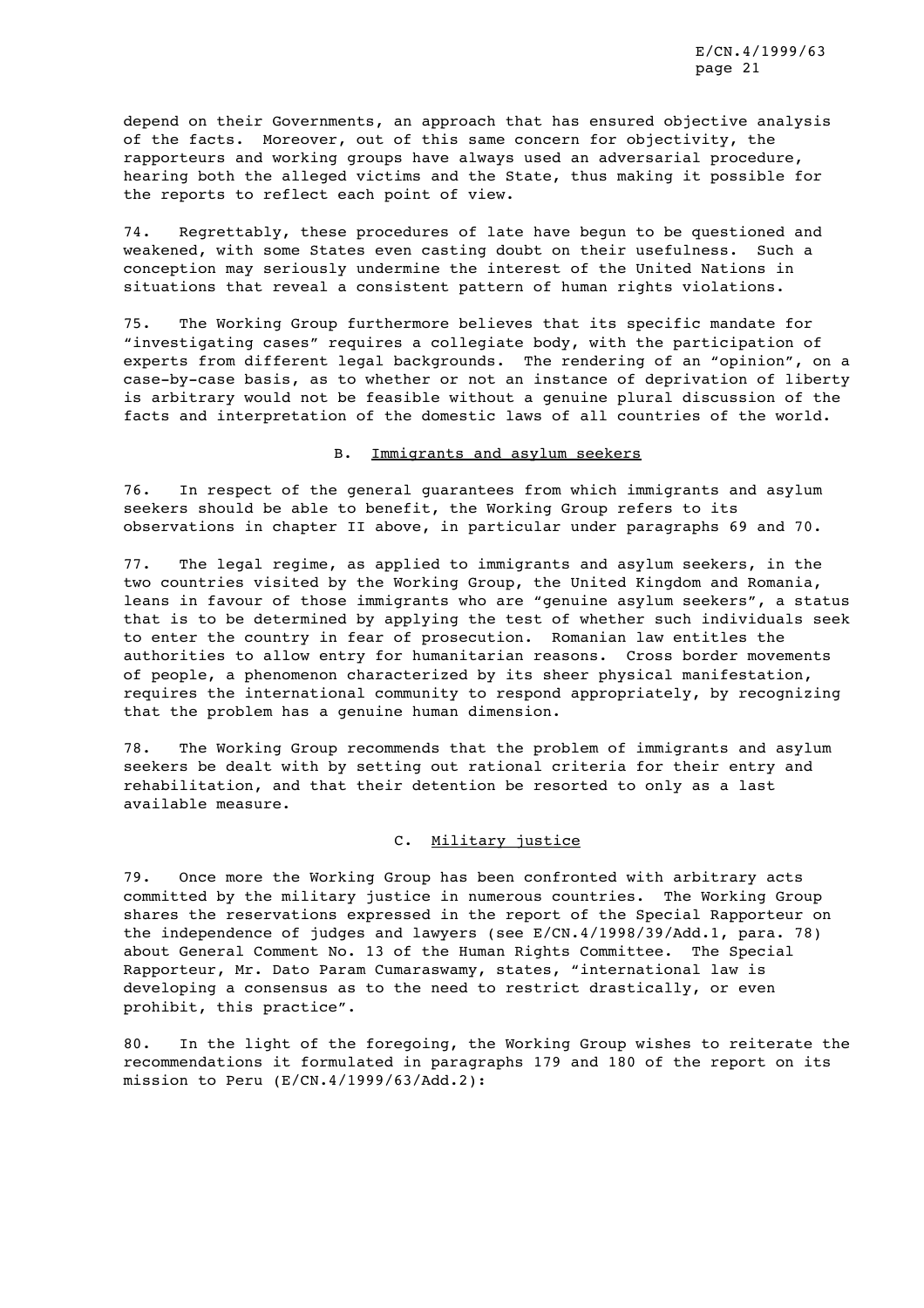depend on their Governments, an approach that has ensured objective analysis of the facts. Moreover, out of this same concern for objectivity, the rapporteurs and working groups have always used an adversarial procedure, hearing both the alleged victims and the State, thus making it possible for the reports to reflect each point of view.

74. Regrettably, these procedures of late have begun to be questioned and weakened, with some States even casting doubt on their usefulness. Such a conception may seriously undermine the interest of the United Nations in situations that reveal a consistent pattern of human rights violations.

75. The Working Group furthermore believes that its specific mandate for "investigating cases" requires a collegiate body, with the participation of experts from different legal backgrounds. The rendering of an "opinion", on a case-by-case basis, as to whether or not an instance of deprivation of liberty is arbitrary would not be feasible without a genuine plural discussion of the facts and interpretation of the domestic laws of all countries of the world.

## B. Immigrants and asylum seekers

76. In respect of the general guarantees from which immigrants and asylum seekers should be able to benefit, the Working Group refers to its observations in chapter II above, in particular under paragraphs 69 and 70.

77. The legal regime, as applied to immigrants and asylum seekers, in the two countries visited by the Working Group, the United Kingdom and Romania, leans in favour of those immigrants who are "genuine asylum seekers", a status that is to be determined by applying the test of whether such individuals seek to enter the country in fear of prosecution. Romanian law entitles the authorities to allow entry for humanitarian reasons. Cross border movements of people, a phenomenon characterized by its sheer physical manifestation, requires the international community to respond appropriately, by recognizing that the problem has a genuine human dimension.

78. The Working Group recommends that the problem of immigrants and asylum seekers be dealt with by setting out rational criteria for their entry and rehabilitation, and that their detention be resorted to only as a last available measure.

## C. Military justice

79. Once more the Working Group has been confronted with arbitrary acts committed by the military justice in numerous countries. The Working Group shares the reservations expressed in the report of the Special Rapporteur on the independence of judges and lawyers (see E/CN.4/1998/39/Add.1, para. 78) about General Comment No. 13 of the Human Rights Committee. The Special Rapporteur, Mr. Dato Param Cumaraswamy, states, "international law is developing a consensus as to the need to restrict drastically, or even prohibit, this practice".

80. In the light of the foregoing, the Working Group wishes to reiterate the recommendations it formulated in paragraphs 179 and 180 of the report on its mission to Peru (E/CN.4/1999/63/Add.2):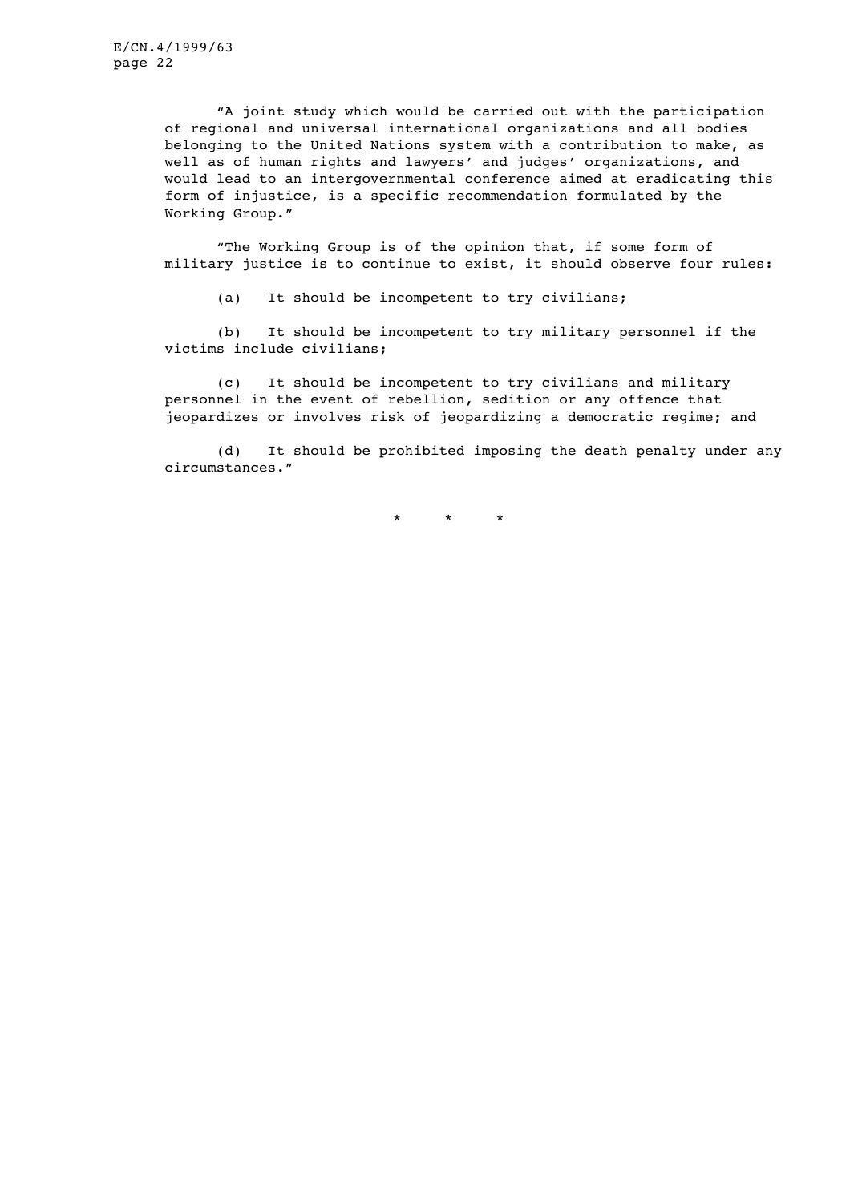"A joint study which would be carried out with the participation of regional and universal international organizations and all bodies belonging to the United Nations system with a contribution to make, as well as of human rights and lawyers' and judges' organizations, and would lead to an intergovernmental conference aimed at eradicating this form of injustice, is a specific recommendation formulated by the Working Group."

"The Working Group is of the opinion that, if some form of military justice is to continue to exist, it should observe four rules:

(a) It should be incompetent to try civilians;

(b) It should be incompetent to try military personnel if the victims include civilians;

(c) It should be incompetent to try civilians and military personnel in the event of rebellion, sedition or any offence that jeopardizes or involves risk of jeopardizing a democratic regime; and

(d) It should be prohibited imposing the death penalty under any circumstances."

\* \* \*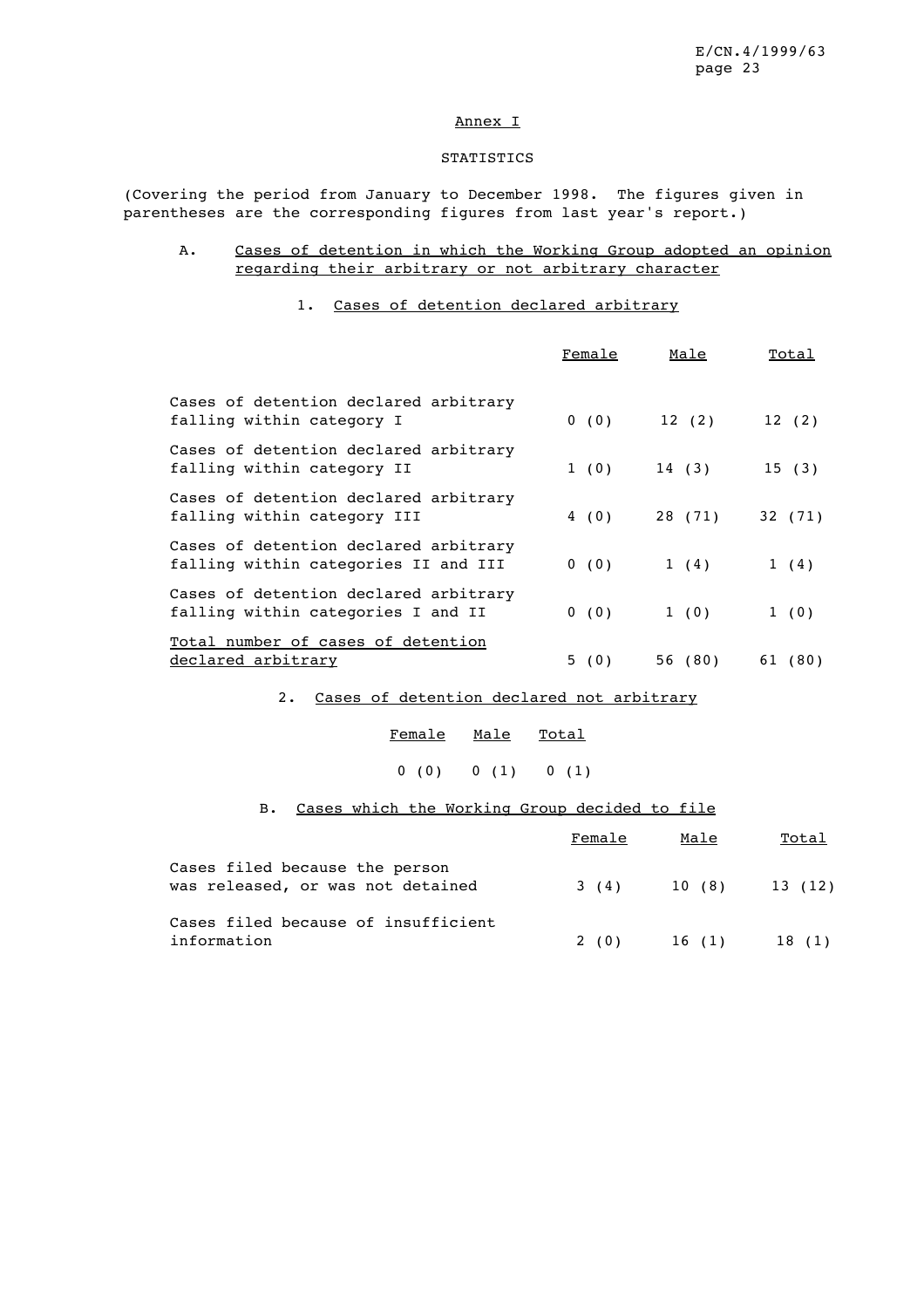## Annex I

### STATISTICS

(Covering the period from January to December 1998. The figures given in parentheses are the corresponding figures from last year's report.)

### A. Cases of detention in which the Working Group adopted an opinion regarding their arbitrary or not arbitrary character

#### 1. Cases of detention declared arbitrary

| | Female | Male | Total |
|---|---|---|---|
| Cases of detention declared arbitrary falling within category I | 0 (0) | 12 (2) | 12 (2) |
| Cases of detention declared arbitrary falling within category II | 1 (0) | 14 (3) | 15 (3) |
| Cases of detention declared arbitrary falling within category III | 4 (0) | 28 (71) | 32 (71) |
| Cases of detention declared arbitrary falling within categories II and III | 0 (0) | 1 (4) | 1 (4) |
| Cases of detention declared arbitrary falling within categories I and II | 0 (0) | 1 (0) | 1 (0) |
| Total number of cases of detention declared arbitrary | 5 (0) | 56 (80) | 61 (80) |

#### 2. Cases of detention declared not arbitrary

| Female | Male | Total |
|---|---|---|
| 0 (0) | 0 (1) | 0 (1) |

### B. Cases which the Working Group decided to file

| | Female | Male | Total |
|---|---|---|---|
| Cases filed because the person was released, or was not detained | 3 (4) | 10 (8) | 13 (12) |
| Cases filed because of insufficient information | 2 (0) | 16 (1) | 18 (1) |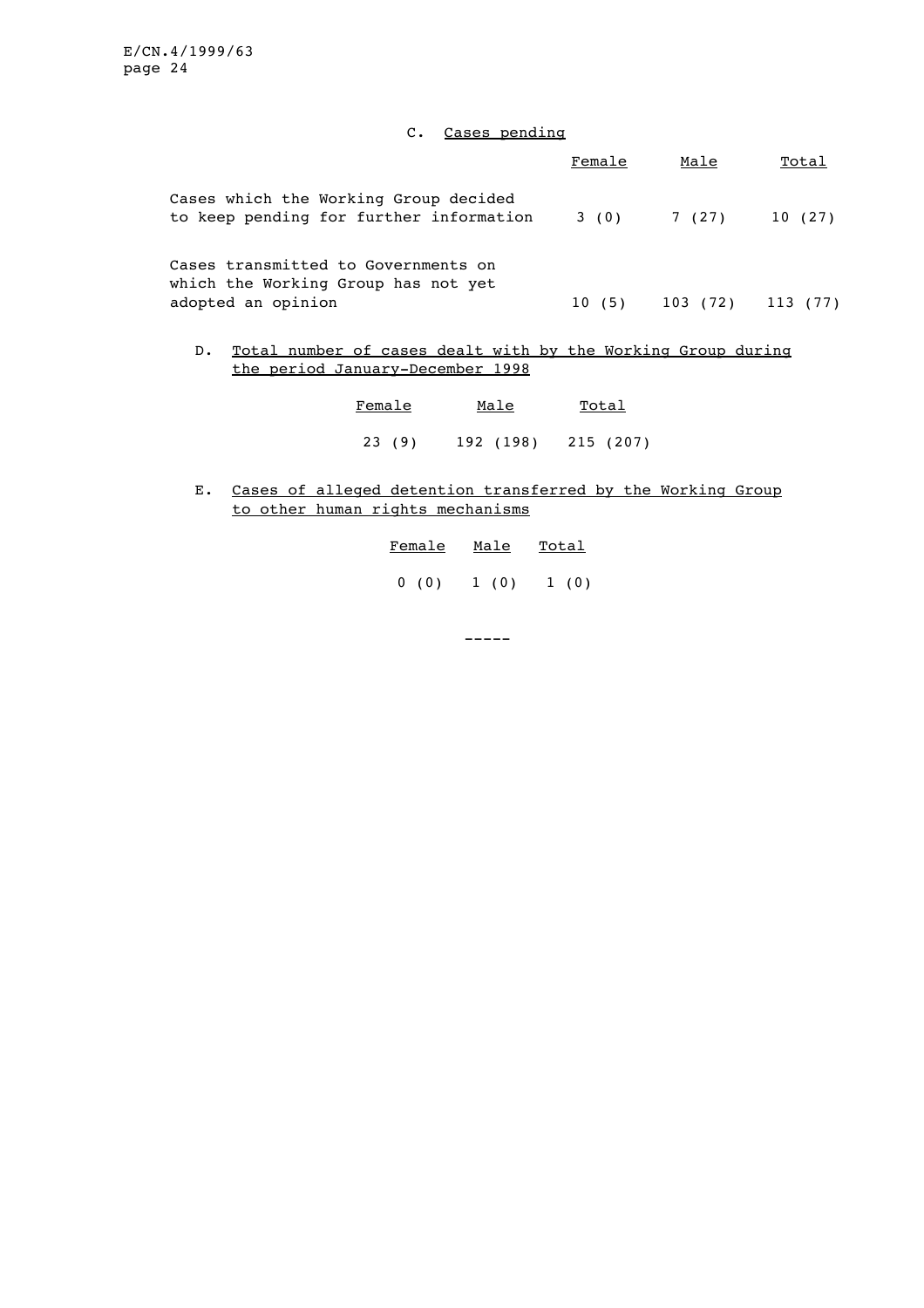### C. Cases pending

| | Female | Male | Total |
|---|---|---|---|
| Cases which the Working Group decided to keep pending for further information | 3 (0) | 7 (27) | 10 (27) |
| Cases transmitted to Governments on which the Working Group has not yet adopted an opinion | 10 (5) | 103 (72) | 113 (77) |

### D. Total number of cases dealt with by the Working Group during the period January-December 1998

| Female | Male | Total |
|---|---|---|
| 23 (9) | 192 (198) | 215 (207) |

### E. Cases of alleged detention transferred by the Working Group to other human rights mechanisms

| Female | Male | Total |
|---|---|---|
| 0 (0) | 1 (0) | 1 (0) |

-----